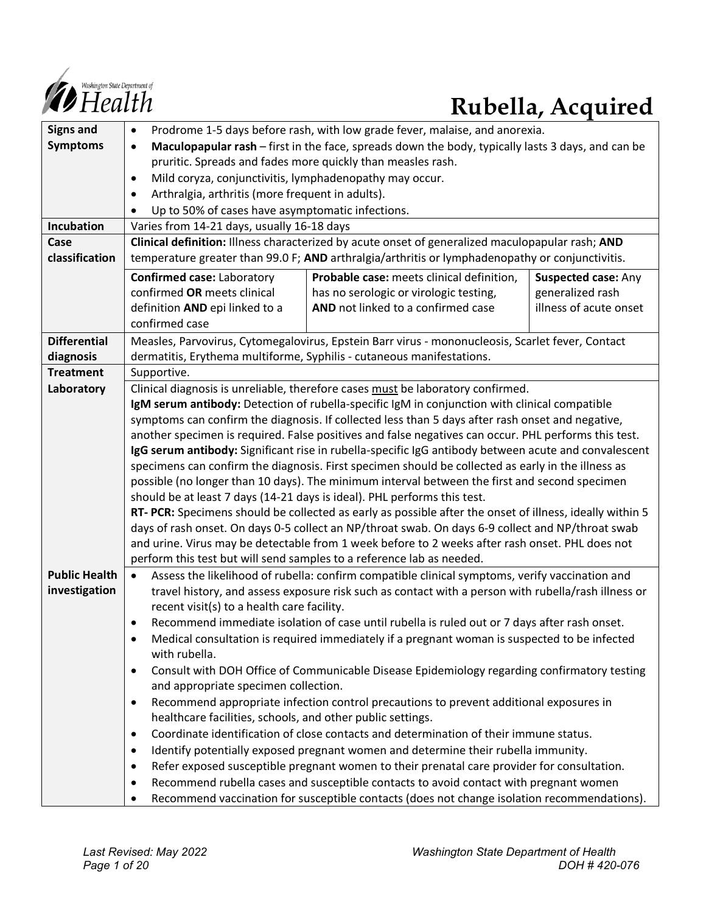# Rubella, Acquired

| | |
|---|---|
| **Signs and Symptoms** | • Prodrome 1-5 days before rash, with low grade fever, malaise, and anorexia.<br>• **Maculopapular rash** – first in the face, spreads down the body, typically lasts 3 days, and can be pruritic. Spreads and fades more quickly than measles rash.<br>• Mild coryza, conjunctivitis, lymphadenopathy may occur.<br>• Arthralgia, arthritis (more frequent in adults).<br>• Up to 50% of cases have asymptomatic infections. |
| **Incubation** | Varies from 14-21 days, usually 16-18 days |
| **Case classification** | **Clinical definition:** Illness characterized by acute onset of generalized maculopapular rash; **AND** temperature greater than 99.0 F; **AND** arthralgia/arthritis or lymphadenopathy or conjunctivitis.<br><br>**Confirmed case:** Laboratory confirmed **OR** meets clinical definition **AND** epi linked to a confirmed case<br><br>**Probable case:** meets clinical definition, has no serologic or virologic testing, **AND** not linked to a confirmed case<br><br>**Suspected case:** Any generalized rash illness of acute onset |
| **Differential diagnosis** | Measles, Parvovirus, Cytomegalovirus, Epstein Barr virus - mononucleosis, Scarlet fever, Contact dermatitis, Erythema multiforme, Syphilis - cutaneous manifestations. |
| **Treatment** | Supportive. |
| **Laboratory** | Clinical diagnosis is unreliable, therefore cases <u>must</u> be laboratory confirmed.<br>**IgM serum antibody:** Detection of rubella-specific IgM in conjunction with clinical compatible symptoms can confirm the diagnosis. If collected less than 5 days after rash onset and negative, another specimen is required. False positives and false negatives can occur. PHL performs this test.<br>**IgG serum antibody:** Significant rise in rubella-specific IgG antibody between acute and convalescent specimens can confirm the diagnosis. First specimen should be collected as early in the illness as possible (no longer than 10 days). The minimum interval between the first and second specimen should be at least 7 days (14-21 days is ideal). PHL performs this test.<br>**RT- PCR:** Specimens should be collected as early as possible after the onset of illness, ideally within 5 days of rash onset. On days 0-5 collect an NP/throat swab. On days 6-9 collect and NP/throat swab and urine. Virus may be detectable from 1 week before to 2 weeks after rash onset. PHL does not perform this test but will send samples to a reference lab as needed. |
| **Public Health investigation** | • Assess the likelihood of rubella: confirm compatible clinical symptoms, verify vaccination and travel history, and assess exposure risk such as contact with a person with rubella/rash illness or recent visit(s) to a health care facility.<br>• Recommend immediate isolation of case until rubella is ruled out or 7 days after rash onset.<br>• Medical consultation is required immediately if a pregnant woman is suspected to be infected with rubella.<br>• Consult with DOH Office of Communicable Disease Epidemiology regarding confirmatory testing and appropriate specimen collection.<br>• Recommend appropriate infection control precautions to prevent additional exposures in healthcare facilities, schools, and other public settings.<br>• Coordinate identification of close contacts and determination of their immune status.<br>• Identify potentially exposed pregnant women and determine their rubella immunity.<br>• Refer exposed susceptible pregnant women to their prenatal care provider for consultation.<br>• Recommend rubella cases and susceptible contacts to avoid contact with pregnant women<br>• Recommend vaccination for susceptible contacts (does not change isolation recommendations). |

*Last Revised: May 2022* — *Washington State Department of Health* — *DOH # 420-076*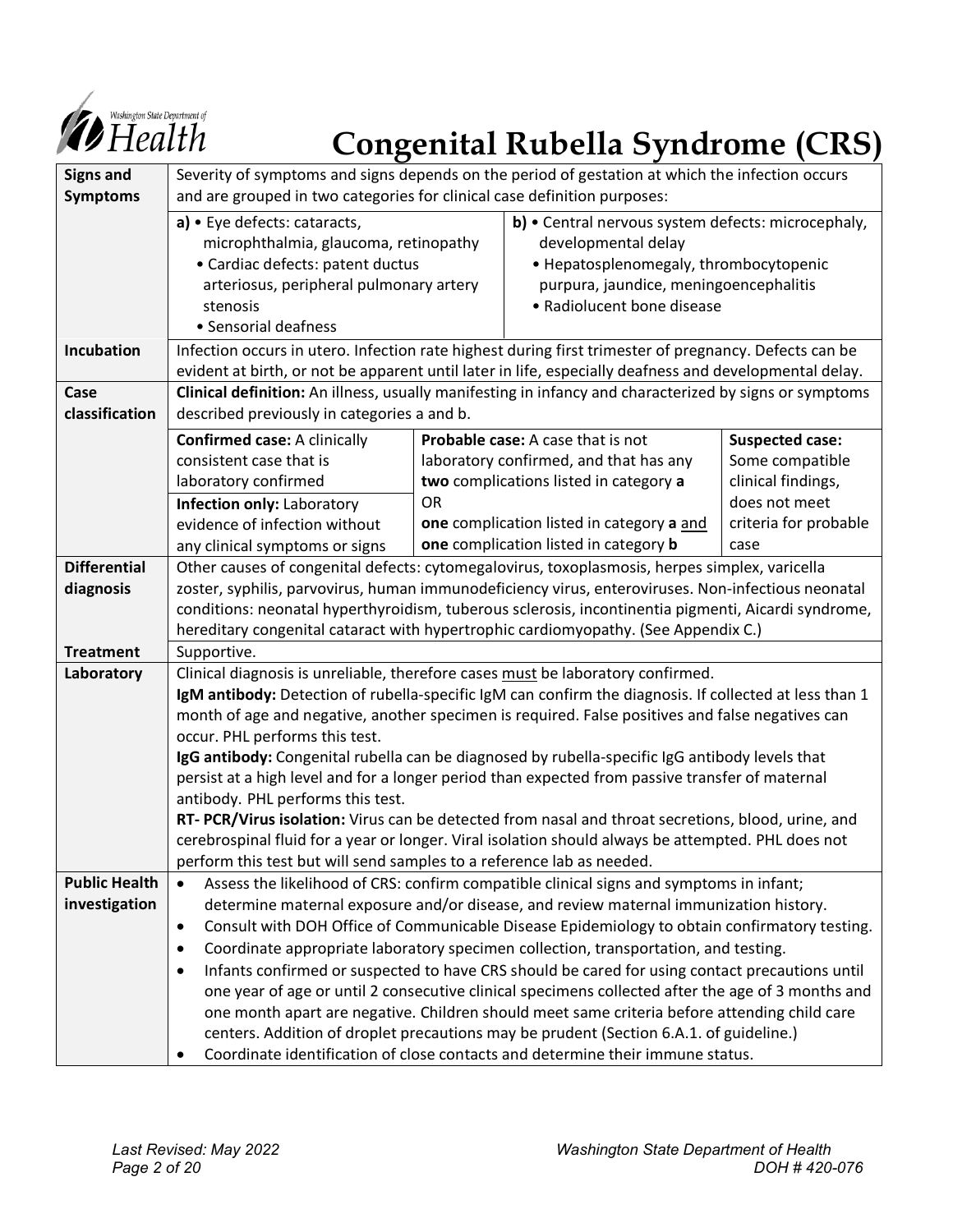# Congenital Rubella Syndrome (CRS)

| | | | |
|---|---|---|---|
| **Signs and Symptoms** | Severity of symptoms and signs depends on the period of gestation at which the infection occurs and are grouped in two categories for clinical case definition purposes: | | |
| | **a)** • Eye defects: cataracts, microphthalmia, glaucoma, retinopathy<br>• Cardiac defects: patent ductus arteriosus, peripheral pulmonary artery stenosis<br>• Sensorial deafness | **b)** • Central nervous system defects: microcephaly, developmental delay<br>• Hepatosplenomegaly, thrombocytopenic purpura, jaundice, meningoencephalitis<br>• Radiolucent bone disease | |
| **Incubation** | Infection occurs in utero. Infection rate highest during first trimester of pregnancy. Defects can be evident at birth, or not be apparent until later in life, especially deafness and developmental delay. | | |
| **Case classification** | **Clinical definition:** An illness, usually manifesting in infancy and characterized by signs or symptoms described previously in categories a and b. | | |
| | **Confirmed case:** A clinically consistent case that is laboratory confirmed<br>**Infection only:** Laboratory evidence of infection without any clinical symptoms or signs | **Probable case:** A case that is not laboratory confirmed, and that has any **two** complications listed in category **a**<br>OR<br>**one** complication listed in category **a** and **one** complication listed in category **b** | **Suspected case:** Some compatible clinical findings, does not meet criteria for probable case |
| **Differential diagnosis** | Other causes of congenital defects: cytomegalovirus, toxoplasmosis, herpes simplex, varicella zoster, syphilis, parvovirus, human immunodeficiency virus, enteroviruses. Non-infectious neonatal conditions: neonatal hyperthyroidism, tuberous sclerosis, incontinentia pigmenti, Aicardi syndrome, hereditary congenital cataract with hypertrophic cardiomyopathy. (See Appendix C.) | | |
| **Treatment** | Supportive. | | |
| **Laboratory** | Clinical diagnosis is unreliable, therefore cases must be laboratory confirmed.<br>**IgM antibody:** Detection of rubella-specific IgM can confirm the diagnosis. If collected at less than 1 month of age and negative, another specimen is required. False positives and false negatives can occur. PHL performs this test.<br>**IgG antibody:** Congenital rubella can be diagnosed by rubella-specific IgG antibody levels that persist at a high level and for a longer period than expected from passive transfer of maternal antibody. PHL performs this test.<br>**RT- PCR/Virus isolation:** Virus can be detected from nasal and throat secretions, blood, urine, and cerebrospinal fluid for a year or longer. Viral isolation should always be attempted. PHL does not perform this test but will send samples to a reference lab as needed. | | |
| **Public Health investigation** | • Assess the likelihood of CRS: confirm compatible clinical signs and symptoms in infant; determine maternal exposure and/or disease, and review maternal immunization history.<br>• Consult with DOH Office of Communicable Disease Epidemiology to obtain confirmatory testing.<br>• Coordinate appropriate laboratory specimen collection, transportation, and testing.<br>• Infants confirmed or suspected to have CRS should be cared for using contact precautions until one year of age or until 2 consecutive clinical specimens collected after the age of 3 months and one month apart are negative. Children should meet same criteria before attending child care centers. Addition of droplet precautions may be prudent (Section 6.A.1. of guideline.)<br>• Coordinate identification of close contacts and determine their immune status. | | |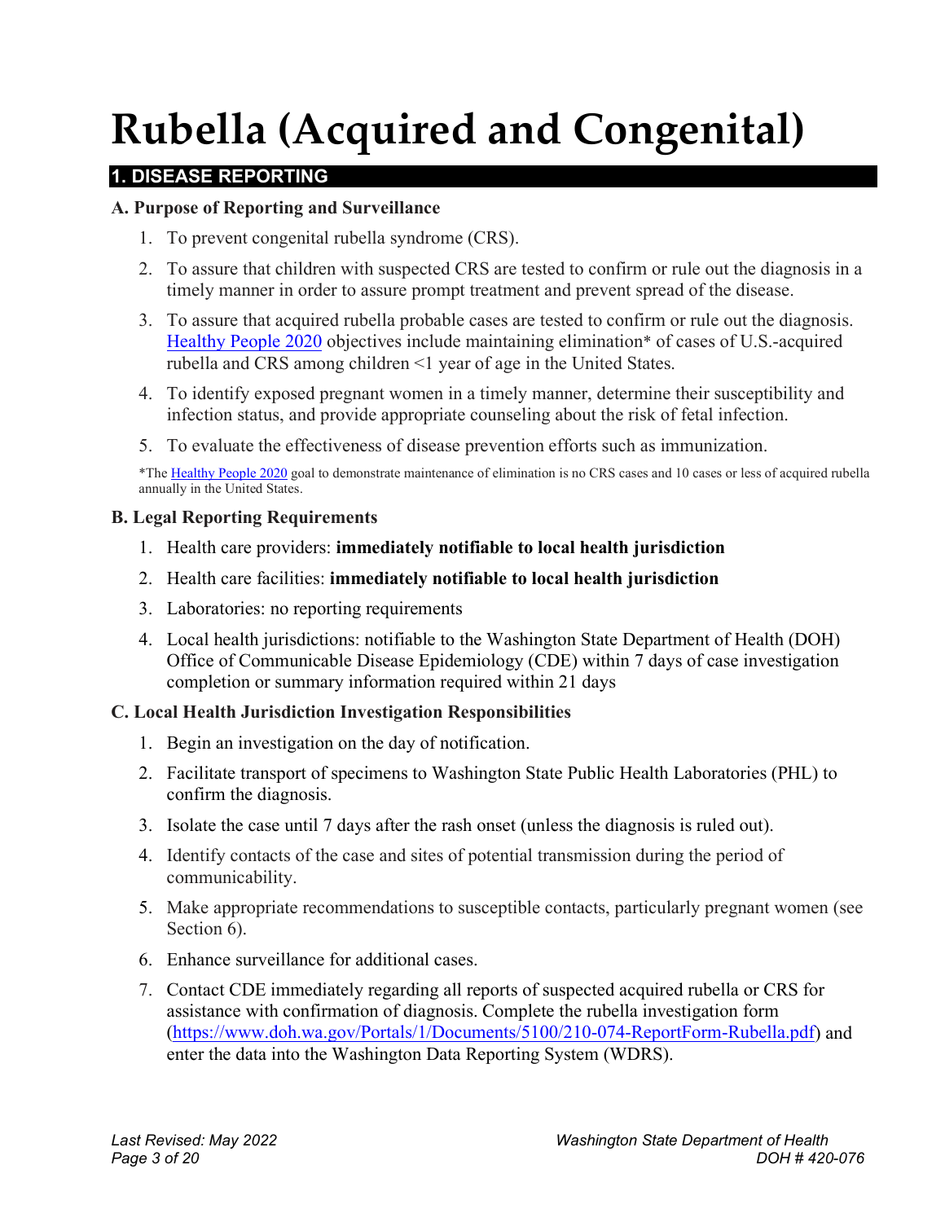# Rubella (Acquired and Congenital)

## 1. DISEASE REPORTING

### A. Purpose of Reporting and Surveillance

1. To prevent congenital rubella syndrome (CRS).
2. To assure that children with suspected CRS are tested to confirm or rule out the diagnosis in a timely manner in order to assure prompt treatment and prevent spread of the disease.
3. To assure that acquired rubella probable cases are tested to confirm or rule out the diagnosis. [Healthy People 2020](Healthy People 2020) objectives include maintaining elimination* of cases of U.S.-acquired rubella and CRS among children <1 year of age in the United States.
4. To identify exposed pregnant women in a timely manner, determine their susceptibility and infection status, and provide appropriate counseling about the risk of fetal infection.
5. To evaluate the effectiveness of disease prevention efforts such as immunization.

*The Healthy People 2020 goal to demonstrate maintenance of elimination is no CRS cases and 10 cases or less of acquired rubella annually in the United States.

### B. Legal Reporting Requirements

1. Health care providers: **immediately notifiable to local health jurisdiction**
2. Health care facilities: **immediately notifiable to local health jurisdiction**
3. Laboratories: no reporting requirements
4. Local health jurisdictions: notifiable to the Washington State Department of Health (DOH) Office of Communicable Disease Epidemiology (CDE) within 7 days of case investigation completion or summary information required within 21 days

### C. Local Health Jurisdiction Investigation Responsibilities

1. Begin an investigation on the day of notification.
2. Facilitate transport of specimens to Washington State Public Health Laboratories (PHL) to confirm the diagnosis.
3. Isolate the case until 7 days after the rash onset (unless the diagnosis is ruled out).
4. Identify contacts of the case and sites of potential transmission during the period of communicability.
5. Make appropriate recommendations to susceptible contacts, particularly pregnant women (see Section 6).
6. Enhance surveillance for additional cases.
7. Contact CDE immediately regarding all reports of suspected acquired rubella or CRS for assistance with confirmation of diagnosis. Complete the rubella investigation form (https://www.doh.wa.gov/Portals/1/Documents/5100/210-074-ReportForm-Rubella.pdf) and enter the data into the Washington Data Reporting System (WDRS).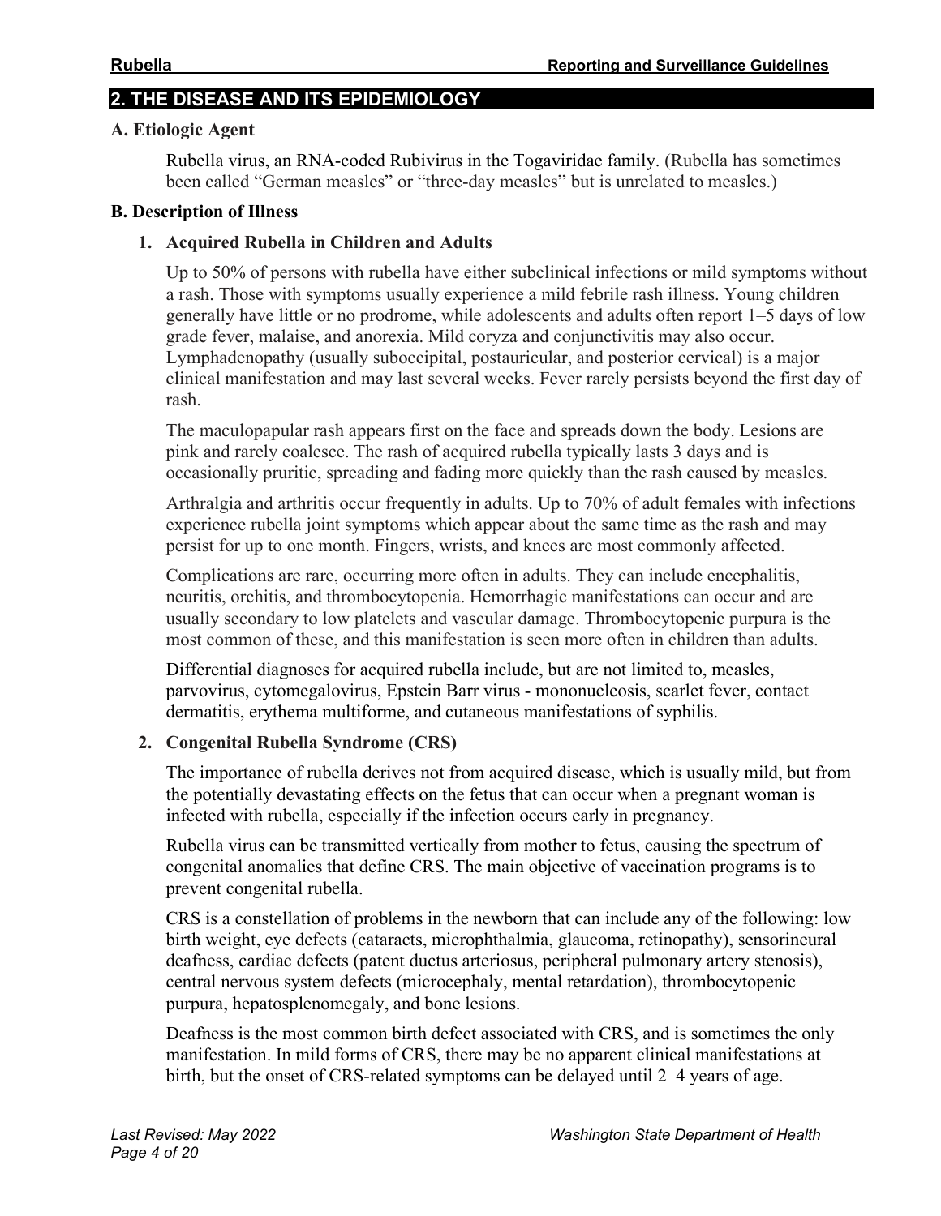## 2. THE DISEASE AND ITS EPIDEMIOLOGY

### A. Etiologic Agent

Rubella virus, an RNA-coded Rubivirus in the Togaviridae family. (Rubella has sometimes been called "German measles" or "three-day measles" but is unrelated to measles.)

### B. Description of Illness

#### 1. Acquired Rubella in Children and Adults

Up to 50% of persons with rubella have either subclinical infections or mild symptoms without a rash. Those with symptoms usually experience a mild febrile rash illness. Young children generally have little or no prodrome, while adolescents and adults often report 1–5 days of low grade fever, malaise, and anorexia. Mild coryza and conjunctivitis may also occur. Lymphadenopathy (usually suboccipital, postauricular, and posterior cervical) is a major clinical manifestation and may last several weeks. Fever rarely persists beyond the first day of rash.

The maculopapular rash appears first on the face and spreads down the body. Lesions are pink and rarely coalesce. The rash of acquired rubella typically lasts 3 days and is occasionally pruritic, spreading and fading more quickly than the rash caused by measles.

Arthralgia and arthritis occur frequently in adults. Up to 70% of adult females with infections experience rubella joint symptoms which appear about the same time as the rash and may persist for up to one month. Fingers, wrists, and knees are most commonly affected.

Complications are rare, occurring more often in adults. They can include encephalitis, neuritis, orchitis, and thrombocytopenia. Hemorrhagic manifestations can occur and are usually secondary to low platelets and vascular damage. Thrombocytopenic purpura is the most common of these, and this manifestation is seen more often in children than adults.

Differential diagnoses for acquired rubella include, but are not limited to, measles, parvovirus, cytomegalovirus, Epstein Barr virus - mononucleosis, scarlet fever, contact dermatitis, erythema multiforme, and cutaneous manifestations of syphilis.

#### 2. Congenital Rubella Syndrome (CRS)

The importance of rubella derives not from acquired disease, which is usually mild, but from the potentially devastating effects on the fetus that can occur when a pregnant woman is infected with rubella, especially if the infection occurs early in pregnancy.

Rubella virus can be transmitted vertically from mother to fetus, causing the spectrum of congenital anomalies that define CRS. The main objective of vaccination programs is to prevent congenital rubella.

CRS is a constellation of problems in the newborn that can include any of the following: low birth weight, eye defects (cataracts, microphthalmia, glaucoma, retinopathy), sensorineural deafness, cardiac defects (patent ductus arteriosus, peripheral pulmonary artery stenosis), central nervous system defects (microcephaly, mental retardation), thrombocytopenic purpura, hepatosplenomegaly, and bone lesions.

Deafness is the most common birth defect associated with CRS, and is sometimes the only manifestation. In mild forms of CRS, there may be no apparent clinical manifestations at birth, but the onset of CRS-related symptoms can be delayed until 2–4 years of age.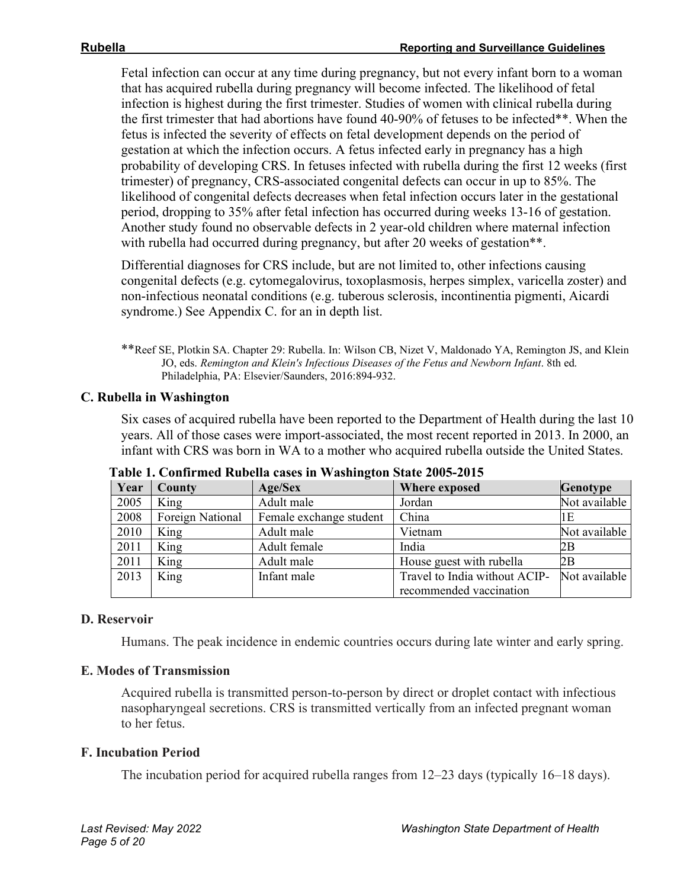Fetal infection can occur at any time during pregnancy, but not every infant born to a woman that has acquired rubella during pregnancy will become infected. The likelihood of fetal infection is highest during the first trimester. Studies of women with clinical rubella during the first trimester that had abortions have found 40-90% of fetuses to be infected**. When the fetus is infected the severity of effects on fetal development depends on the period of gestation at which the infection occurs. A fetus infected early in pregnancy has a high probability of developing CRS. In fetuses infected with rubella during the first 12 weeks (first trimester) of pregnancy, CRS-associated congenital defects can occur in up to 85%. The likelihood of congenital defects decreases when fetal infection occurs later in the gestational period, dropping to 35% after fetal infection has occurred during weeks 13-16 of gestation. Another study found no observable defects in 2 year-old children where maternal infection with rubella had occurred during pregnancy, but after 20 weeks of gestation**.

Differential diagnoses for CRS include, but are not limited to, other infections causing congenital defects (e.g. cytomegalovirus, toxoplasmosis, herpes simplex, varicella zoster) and non-infectious neonatal conditions (e.g. tuberous sclerosis, incontinentia pigmenti, Aicardi syndrome.) See Appendix C. for an in depth list.

**Reef SE, Plotkin SA. Chapter 29: Rubella. In: Wilson CB, Nizet V, Maldonado YA, Remington JS, and Klein JO, eds. *Remington and Klein's Infectious Diseases of the Fetus and Newborn Infant*. 8th ed. Philadelphia, PA: Elsevier/Saunders, 2016:894-932.

### C. Rubella in Washington

Six cases of acquired rubella have been reported to the Department of Health during the last 10 years. All of those cases were import-associated, the most recent reported in 2013. In 2000, an infant with CRS was born in WA to a mother who acquired rubella outside the United States.

**Table 1. Confirmed Rubella cases in Washington State 2005-2015**

| Year | County | Age/Sex | Where exposed | Genotype |
|---|---|---|---|---|
| 2005 | King | Adult male | Jordan | Not available |
| 2008 | Foreign National | Female exchange student | China | 1E |
| 2010 | King | Adult male | Vietnam | Not available |
| 2011 | King | Adult female | India | 2B |
| 2011 | King | Adult male | House guest with rubella | 2B |
| 2013 | King | Infant male | Travel to India without ACIP-recommended vaccination | Not available |

### D. Reservoir

Humans. The peak incidence in endemic countries occurs during late winter and early spring.

### E. Modes of Transmission

Acquired rubella is transmitted person-to-person by direct or droplet contact with infectious nasopharyngeal secretions. CRS is transmitted vertically from an infected pregnant woman to her fetus.

### F. Incubation Period

The incubation period for acquired rubella ranges from 12–23 days (typically 16–18 days).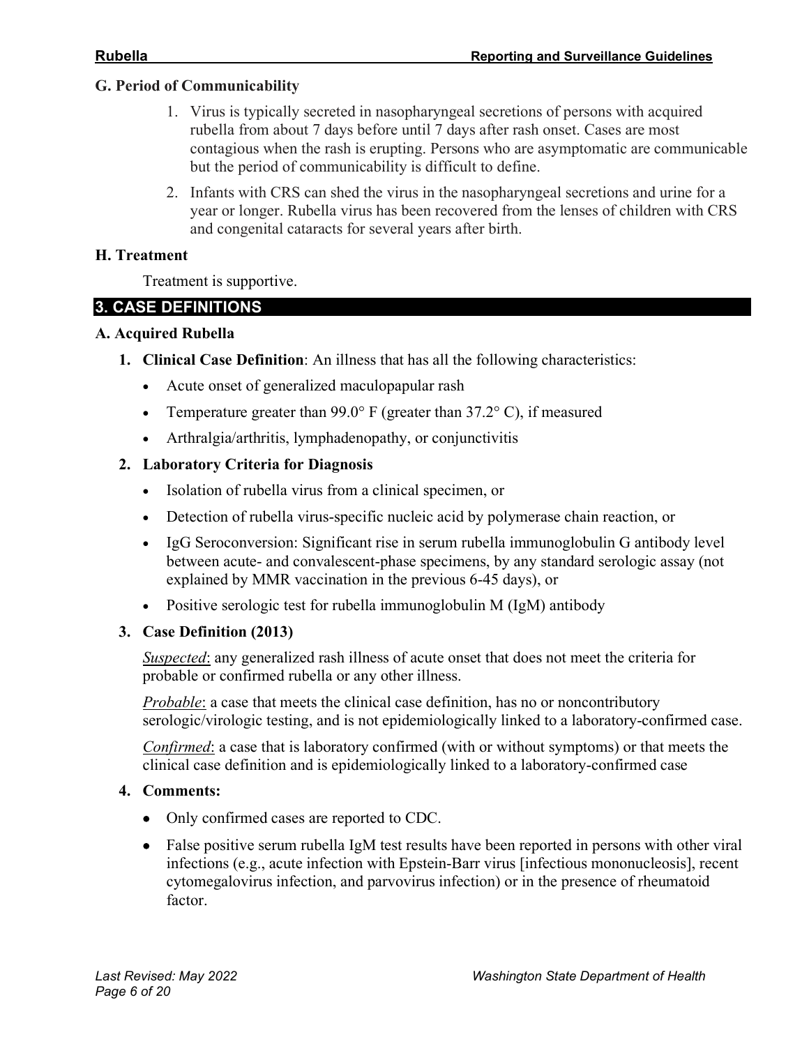### G. Period of Communicability

1. Virus is typically secreted in nasopharyngeal secretions of persons with acquired rubella from about 7 days before until 7 days after rash onset. Cases are most contagious when the rash is erupting. Persons who are asymptomatic are communicable but the period of communicability is difficult to define.
2. Infants with CRS can shed the virus in the nasopharyngeal secretions and urine for a year or longer. Rubella virus has been recovered from the lenses of children with CRS and congenital cataracts for several years after birth.

### H. Treatment

Treatment is supportive.

## 3. CASE DEFINITIONS

### A. Acquired Rubella

1. **Clinical Case Definition**: An illness that has all the following characteristics:
   - Acute onset of generalized maculopapular rash
   - Temperature greater than 99.0° F (greater than 37.2° C), if measured
   - Arthralgia/arthritis, lymphadenopathy, or conjunctivitis
2. **Laboratory Criteria for Diagnosis**
   - Isolation of rubella virus from a clinical specimen, or
   - Detection of rubella virus-specific nucleic acid by polymerase chain reaction, or
   - IgG Seroconversion: Significant rise in serum rubella immunoglobulin G antibody level between acute- and convalescent-phase specimens, by any standard serologic assay (not explained by MMR vaccination in the previous 6-45 days), or
   - Positive serologic test for rubella immunoglobulin M (IgM) antibody
3. **Case Definition (2013)**

   *Suspected*: any generalized rash illness of acute onset that does not meet the criteria for probable or confirmed rubella or any other illness.

   *Probable*: a case that meets the clinical case definition, has no or noncontributory serologic/virologic testing, and is not epidemiologically linked to a laboratory-confirmed case.

   *Confirmed*: a case that is laboratory confirmed (with or without symptoms) or that meets the clinical case definition and is epidemiologically linked to a laboratory-confirmed case
4. **Comments:**
   - Only confirmed cases are reported to CDC.
   - False positive serum rubella IgM test results have been reported in persons with other viral infections (e.g., acute infection with Epstein-Barr virus [infectious mononucleosis], recent cytomegalovirus infection, and parvovirus infection) or in the presence of rheumatoid factor.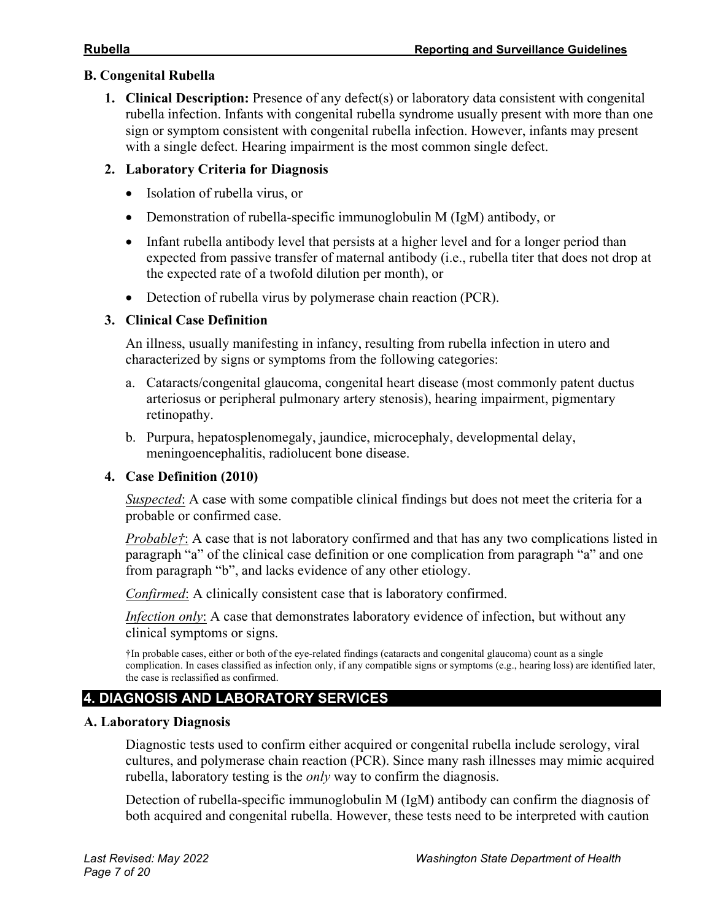### B. Congenital Rubella

1. **Clinical Description:** Presence of any defect(s) or laboratory data consistent with congenital rubella infection. Infants with congenital rubella syndrome usually present with more than one sign or symptom consistent with congenital rubella infection. However, infants may present with a single defect. Hearing impairment is the most common single defect.

2. **Laboratory Criteria for Diagnosis**

   - Isolation of rubella virus, or
   - Demonstration of rubella-specific immunoglobulin M (IgM) antibody, or
   - Infant rubella antibody level that persists at a higher level and for a longer period than expected from passive transfer of maternal antibody (i.e., rubella titer that does not drop at the expected rate of a twofold dilution per month), or
   - Detection of rubella virus by polymerase chain reaction (PCR).

3. **Clinical Case Definition**

   An illness, usually manifesting in infancy, resulting from rubella infection in utero and characterized by signs or symptoms from the following categories:

   a. Cataracts/congenital glaucoma, congenital heart disease (most commonly patent ductus arteriosus or peripheral pulmonary artery stenosis), hearing impairment, pigmentary retinopathy.

   b. Purpura, hepatosplenomegaly, jaundice, microcephaly, developmental delay, meningoencephalitis, radiolucent bone disease.

4. **Case Definition (2010)**

   *Suspected*: A case with some compatible clinical findings but does not meet the criteria for a probable or confirmed case.

   *Probable†*: A case that is not laboratory confirmed and that has any two complications listed in paragraph "a" of the clinical case definition or one complication from paragraph "a" and one from paragraph "b", and lacks evidence of any other etiology.

   *Confirmed*: A clinically consistent case that is laboratory confirmed.

   *Infection only*: A case that demonstrates laboratory evidence of infection, but without any clinical symptoms or signs.

   †In probable cases, either or both of the eye-related findings (cataracts and congenital glaucoma) count as a single complication. In cases classified as infection only, if any compatible signs or symptoms (e.g., hearing loss) are identified later, the case is reclassified as confirmed.

## 4. DIAGNOSIS AND LABORATORY SERVICES

### A. Laboratory Diagnosis

Diagnostic tests used to confirm either acquired or congenital rubella include serology, viral cultures, and polymerase chain reaction (PCR). Since many rash illnesses may mimic acquired rubella, laboratory testing is the *only* way to confirm the diagnosis.

Detection of rubella-specific immunoglobulin M (IgM) antibody can confirm the diagnosis of both acquired and congenital rubella. However, these tests need to be interpreted with caution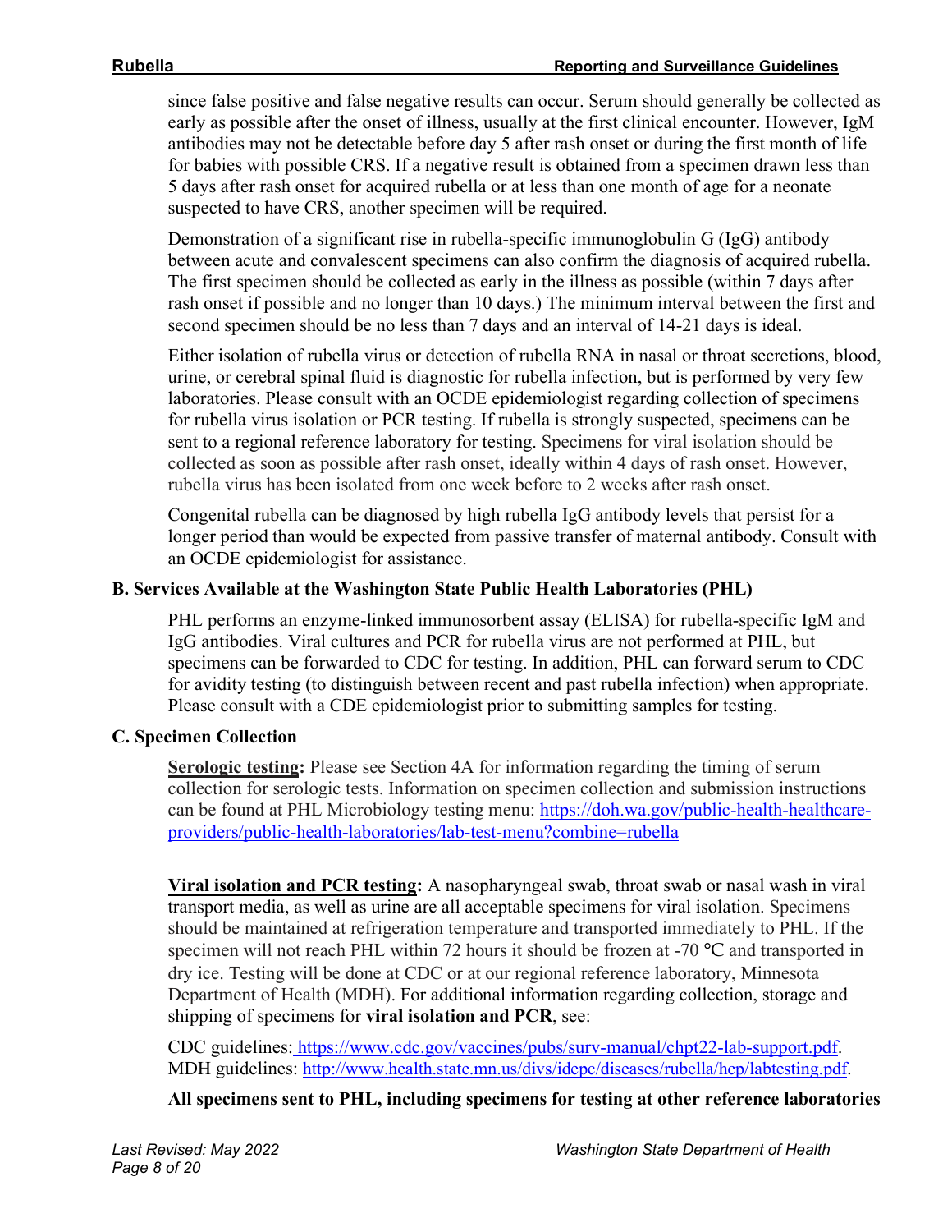since false positive and false negative results can occur. Serum should generally be collected as early as possible after the onset of illness, usually at the first clinical encounter. However, IgM antibodies may not be detectable before day 5 after rash onset or during the first month of life for babies with possible CRS. If a negative result is obtained from a specimen drawn less than 5 days after rash onset for acquired rubella or at less than one month of age for a neonate suspected to have CRS, another specimen will be required.

Demonstration of a significant rise in rubella-specific immunoglobulin G (IgG) antibody between acute and convalescent specimens can also confirm the diagnosis of acquired rubella. The first specimen should be collected as early in the illness as possible (within 7 days after rash onset if possible and no longer than 10 days.) The minimum interval between the first and second specimen should be no less than 7 days and an interval of 14-21 days is ideal.

Either isolation of rubella virus or detection of rubella RNA in nasal or throat secretions, blood, urine, or cerebral spinal fluid is diagnostic for rubella infection, but is performed by very few laboratories. Please consult with an OCDE epidemiologist regarding collection of specimens for rubella virus isolation or PCR testing. If rubella is strongly suspected, specimens can be sent to a regional reference laboratory for testing. Specimens for viral isolation should be collected as soon as possible after rash onset, ideally within 4 days of rash onset. However, rubella virus has been isolated from one week before to 2 weeks after rash onset.

Congenital rubella can be diagnosed by high rubella IgG antibody levels that persist for a longer period than would be expected from passive transfer of maternal antibody. Consult with an OCDE epidemiologist for assistance.

### B. Services Available at the Washington State Public Health Laboratories (PHL)

PHL performs an enzyme-linked immunosorbent assay (ELISA) for rubella-specific IgM and IgG antibodies. Viral cultures and PCR for rubella virus are not performed at PHL, but specimens can be forwarded to CDC for testing. In addition, PHL can forward serum to CDC for avidity testing (to distinguish between recent and past rubella infection) when appropriate. Please consult with a CDE epidemiologist prior to submitting samples for testing.

### C. Specimen Collection

**Serologic testing:** Please see Section 4A for information regarding the timing of serum collection for serologic tests. Information on specimen collection and submission instructions can be found at PHL Microbiology testing menu: https://doh.wa.gov/public-health-healthcare-providers/public-health-laboratories/lab-test-menu?combine=rubella

**Viral isolation and PCR testing:** A nasopharyngeal swab, throat swab or nasal wash in viral transport media, as well as urine are all acceptable specimens for viral isolation. Specimens should be maintained at refrigeration temperature and transported immediately to PHL. If the specimen will not reach PHL within 72 hours it should be frozen at -70 ℃ and transported in dry ice. Testing will be done at CDC or at our regional reference laboratory, Minnesota Department of Health (MDH). For additional information regarding collection, storage and shipping of specimens for **viral isolation and PCR**, see:

CDC guidelines: https://www.cdc.gov/vaccines/pubs/surv-manual/chpt22-lab-support.pdf.
MDH guidelines: http://www.health.state.mn.us/divs/idepc/diseases/rubella/hcp/labtesting.pdf.

**All specimens sent to PHL, including specimens for testing at other reference laboratories**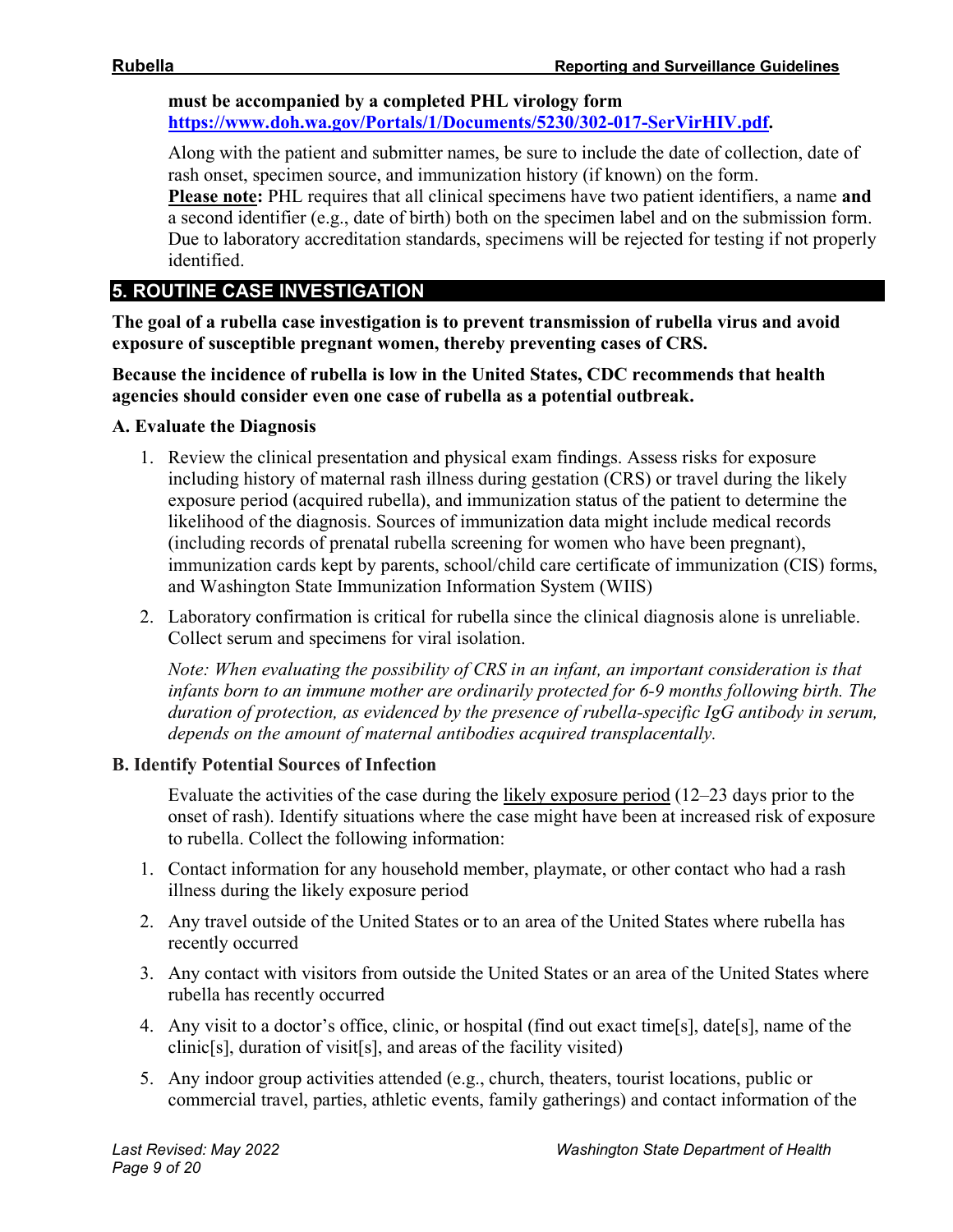**must be accompanied by a completed PHL virology form [https://www.doh.wa.gov/Portals/1/Documents/5230/302-017-SerVirHIV.pdf](https://www.doh.wa.gov/Portals/1/Documents/5230/302-017-SerVirHIV.pdf).**

Along with the patient and submitter names, be sure to include the date of collection, date of rash onset, specimen source, and immunization history (if known) on the form. **Please note:** PHL requires that all clinical specimens have two patient identifiers, a name **and** a second identifier (e.g., date of birth) both on the specimen label and on the submission form. Due to laboratory accreditation standards, specimens will be rejected for testing if not properly identified.

## 5. ROUTINE CASE INVESTIGATION

**The goal of a rubella case investigation is to prevent transmission of rubella virus and avoid exposure of susceptible pregnant women, thereby preventing cases of CRS.**

**Because the incidence of rubella is low in the United States, CDC recommends that health agencies should consider even one case of rubella as a potential outbreak.**

### A. Evaluate the Diagnosis

1. Review the clinical presentation and physical exam findings. Assess risks for exposure including history of maternal rash illness during gestation (CRS) or travel during the likely exposure period (acquired rubella), and immunization status of the patient to determine the likelihood of the diagnosis. Sources of immunization data might include medical records (including records of prenatal rubella screening for women who have been pregnant), immunization cards kept by parents, school/child care certificate of immunization (CIS) forms, and Washington State Immunization Information System (WIIS)
2. Laboratory confirmation is critical for rubella since the clinical diagnosis alone is unreliable. Collect serum and specimens for viral isolation.

   *Note: When evaluating the possibility of CRS in an infant, an important consideration is that infants born to an immune mother are ordinarily protected for 6-9 months following birth. The duration of protection, as evidenced by the presence of rubella-specific IgG antibody in serum, depends on the amount of maternal antibodies acquired transplacentally.*

### B. Identify Potential Sources of Infection

Evaluate the activities of the case during the likely exposure period (12–23 days prior to the onset of rash). Identify situations where the case might have been at increased risk of exposure to rubella. Collect the following information:

1. Contact information for any household member, playmate, or other contact who had a rash illness during the likely exposure period
2. Any travel outside of the United States or to an area of the United States where rubella has recently occurred
3. Any contact with visitors from outside the United States or an area of the United States where rubella has recently occurred
4. Any visit to a doctor's office, clinic, or hospital (find out exact time[s], date[s], name of the clinic[s], duration of visit[s], and areas of the facility visited)
5. Any indoor group activities attended (e.g., church, theaters, tourist locations, public or commercial travel, parties, athletic events, family gatherings) and contact information of the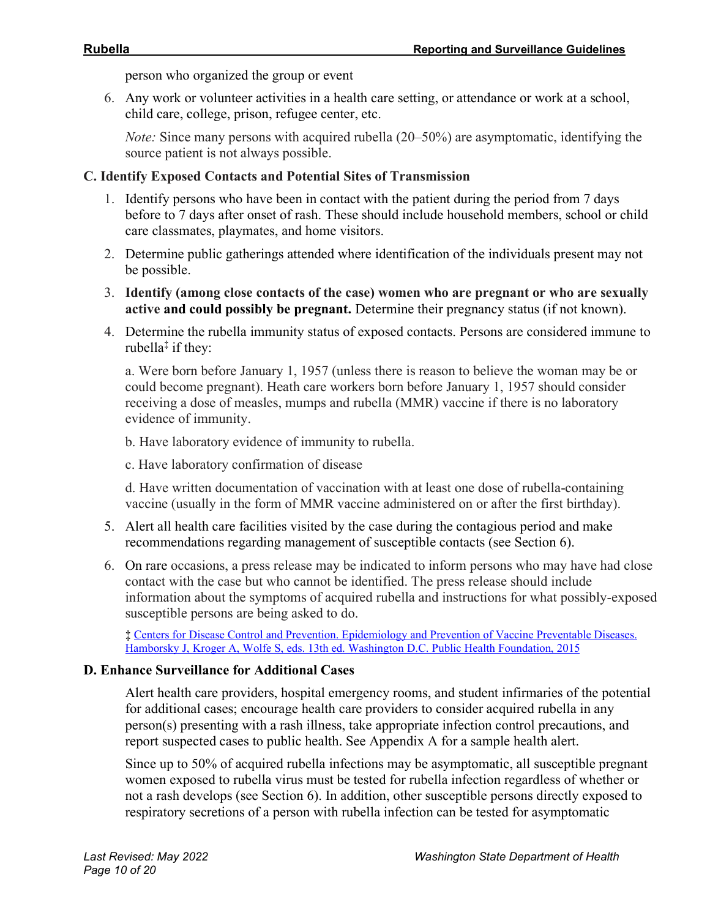person who organized the group or event

6. Any work or volunteer activities in a health care setting, or attendance or work at a school, child care, college, prison, refugee center, etc.

   *Note:* Since many persons with acquired rubella (20–50%) are asymptomatic, identifying the source patient is not always possible.

### C. Identify Exposed Contacts and Potential Sites of Transmission

1. Identify persons who have been in contact with the patient during the period from 7 days before to 7 days after onset of rash. These should include household members, school or child care classmates, playmates, and home visitors.
2. Determine public gatherings attended where identification of the individuals present may not be possible.
3. **Identify (among close contacts of the case) women who are pregnant or who are sexually active and could possibly be pregnant.** Determine their pregnancy status (if not known).
4. Determine the rubella immunity status of exposed contacts. Persons are considered immune to rubella[‡] if they:

   a. Were born before January 1, 1957 (unless there is reason to believe the woman may be or could become pregnant). Heath care workers born before January 1, 1957 should consider receiving a dose of measles, mumps and rubella (MMR) vaccine if there is no laboratory evidence of immunity.

   b. Have laboratory evidence of immunity to rubella.

   c. Have laboratory confirmation of disease

   d. Have written documentation of vaccination with at least one dose of rubella-containing vaccine (usually in the form of MMR vaccine administered on or after the first birthday).

5. Alert all health care facilities visited by the case during the contagious period and make recommendations regarding management of susceptible contacts (see Section 6).
6. On rare occasions, a press release may be indicated to inform persons who may have had close contact with the case but who cannot be identified. The press release should include information about the symptoms of acquired rubella and instructions for what possibly-exposed susceptible persons are being asked to do.

‡ Centers for Disease Control and Prevention. Epidemiology and Prevention of Vaccine Preventable Diseases. Hamborsky J, Kroger A, Wolfe S, eds. 13th ed. Washington D.C. Public Health Foundation, 2015

### D. Enhance Surveillance for Additional Cases

Alert health care providers, hospital emergency rooms, and student infirmaries of the potential for additional cases; encourage health care providers to consider acquired rubella in any person(s) presenting with a rash illness, take appropriate infection control precautions, and report suspected cases to public health. See Appendix A for a sample health alert.

Since up to 50% of acquired rubella infections may be asymptomatic, all susceptible pregnant women exposed to rubella virus must be tested for rubella infection regardless of whether or not a rash develops (see Section 6). In addition, other susceptible persons directly exposed to respiratory secretions of a person with rubella infection can be tested for asymptomatic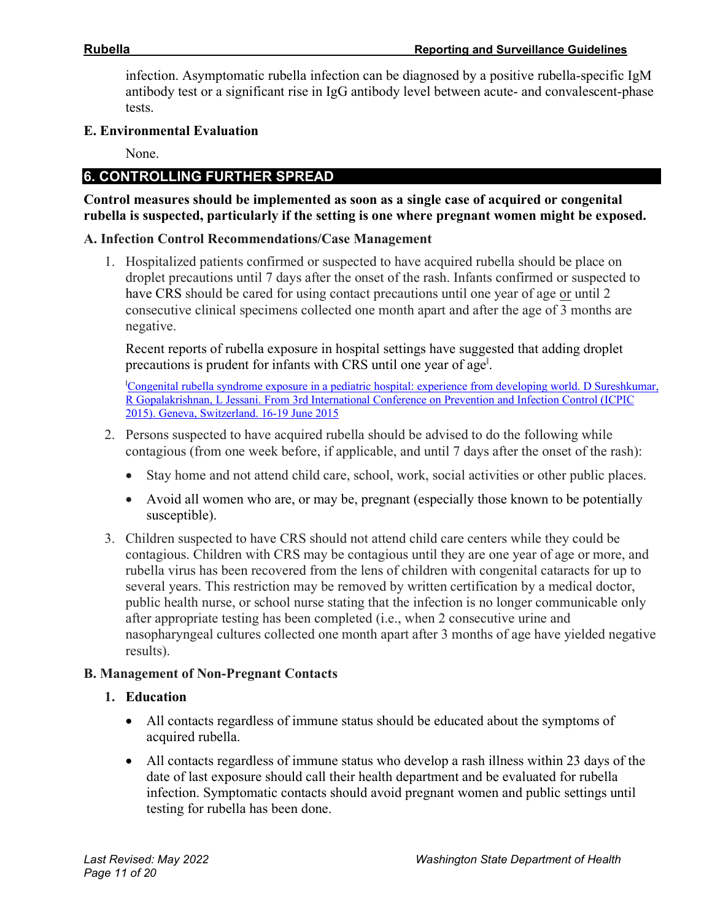infection. Asymptomatic rubella infection can be diagnosed by a positive rubella-specific IgM antibody test or a significant rise in IgG antibody level between acute- and convalescent-phase tests.

### E. Environmental Evaluation

None.

## 6. CONTROLLING FURTHER SPREAD

**Control measures should be implemented as soon as a single case of acquired or congenital rubella is suspected, particularly if the setting is one where pregnant women might be exposed.**

### A. Infection Control Recommendations/Case Management

1. Hospitalized patients confirmed or suspected to have acquired rubella should be place on droplet precautions until 7 days after the onset of the rash. Infants confirmed or suspected to have CRS should be cared for using contact precautions until one year of age or until 2 consecutive clinical specimens collected one month apart and after the age of 3 months are negative.

   Recent reports of rubella exposure in hospital settings have suggested that adding droplet precautions is prudent for infants with CRS until one year of age[I].

   [I] Congenital rubella syndrome exposure in a pediatric hospital: experience from developing world. D Sureshkumar, R Gopalakrishnan, L Jessani. From 3rd International Conference on Prevention and Infection Control (ICPIC 2015). Geneva, Switzerland. 16-19 June 2015

2. Persons suspected to have acquired rubella should be advised to do the following while contagious (from one week before, if applicable, and until 7 days after the onset of the rash):

   - Stay home and not attend child care, school, work, social activities or other public places.
   - Avoid all women who are, or may be, pregnant (especially those known to be potentially susceptible).

3. Children suspected to have CRS should not attend child care centers while they could be contagious. Children with CRS may be contagious until they are one year of age or more, and rubella virus has been recovered from the lens of children with congenital cataracts for up to several years. This restriction may be removed by written certification by a medical doctor, public health nurse, or school nurse stating that the infection is no longer communicable only after appropriate testing has been completed (i.e., when 2 consecutive urine and nasopharyngeal cultures collected one month apart after 3 months of age have yielded negative results).

### B. Management of Non-Pregnant Contacts

1. **Education**

   - All contacts regardless of immune status should be educated about the symptoms of acquired rubella.
   - All contacts regardless of immune status who develop a rash illness within 23 days of the date of last exposure should call their health department and be evaluated for rubella infection. Symptomatic contacts should avoid pregnant women and public settings until testing for rubella has been done.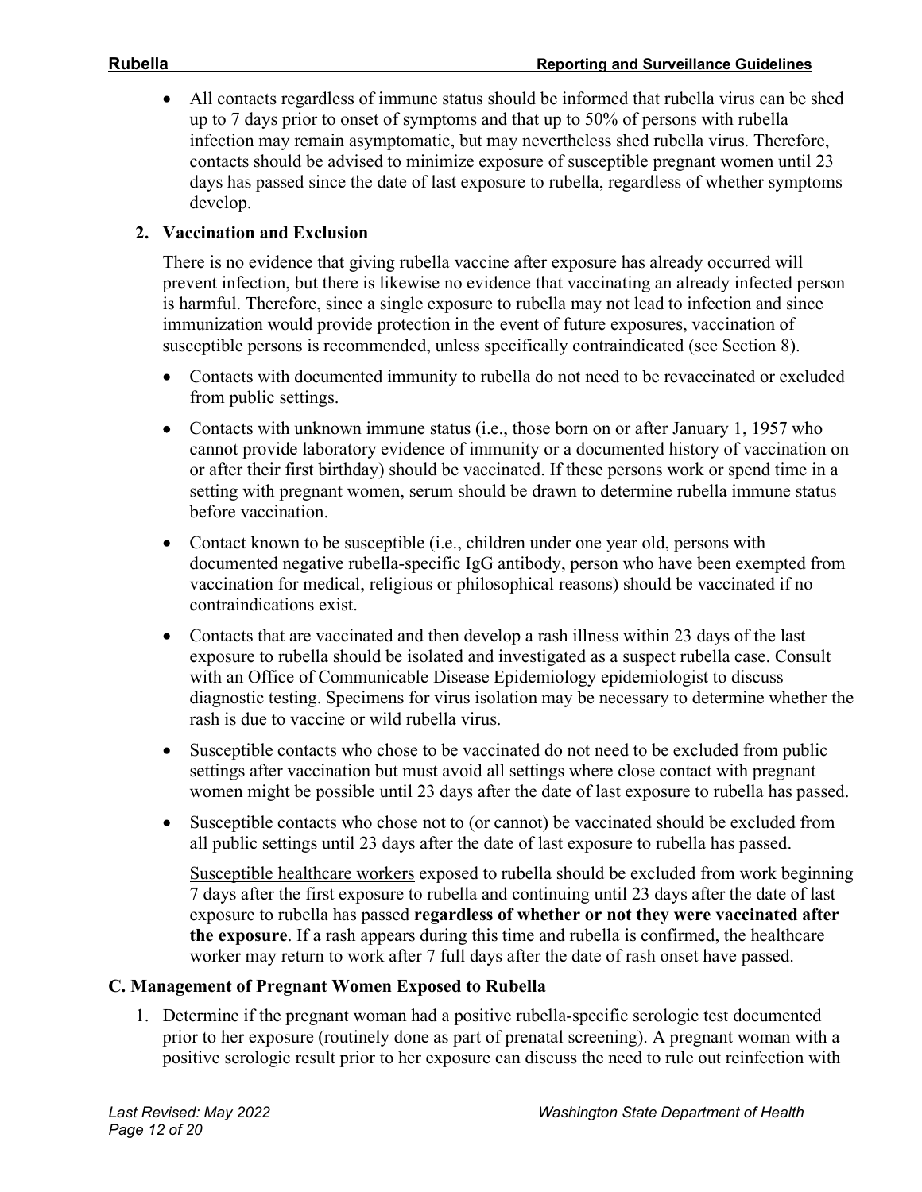- All contacts regardless of immune status should be informed that rubella virus can be shed up to 7 days prior to onset of symptoms and that up to 50% of persons with rubella infection may remain asymptomatic, but may nevertheless shed rubella virus. Therefore, contacts should be advised to minimize exposure of susceptible pregnant women until 23 days has passed since the date of last exposure to rubella, regardless of whether symptoms develop.

**2. Vaccination and Exclusion**

There is no evidence that giving rubella vaccine after exposure has already occurred will prevent infection, but there is likewise no evidence that vaccinating an already infected person is harmful. Therefore, since a single exposure to rubella may not lead to infection and since immunization would provide protection in the event of future exposures, vaccination of susceptible persons is recommended, unless specifically contraindicated (see Section 8).

- Contacts with documented immunity to rubella do not need to be revaccinated or excluded from public settings.
- Contacts with unknown immune status (i.e., those born on or after January 1, 1957 who cannot provide laboratory evidence of immunity or a documented history of vaccination on or after their first birthday) should be vaccinated. If these persons work or spend time in a setting with pregnant women, serum should be drawn to determine rubella immune status before vaccination.
- Contact known to be susceptible (i.e., children under one year old, persons with documented negative rubella-specific IgG antibody, person who have been exempted from vaccination for medical, religious or philosophical reasons) should be vaccinated if no contraindications exist.
- Contacts that are vaccinated and then develop a rash illness within 23 days of the last exposure to rubella should be isolated and investigated as a suspect rubella case. Consult with an Office of Communicable Disease Epidemiology epidemiologist to discuss diagnostic testing. Specimens for virus isolation may be necessary to determine whether the rash is due to vaccine or wild rubella virus.
- Susceptible contacts who chose to be vaccinated do not need to be excluded from public settings after vaccination but must avoid all settings where close contact with pregnant women might be possible until 23 days after the date of last exposure to rubella has passed.
- Susceptible contacts who chose not to (or cannot) be vaccinated should be excluded from all public settings until 23 days after the date of last exposure to rubella has passed.

  Susceptible healthcare workers exposed to rubella should be excluded from work beginning 7 days after the first exposure to rubella and continuing until 23 days after the date of last exposure to rubella has passed **regardless of whether or not they were vaccinated after the exposure**. If a rash appears during this time and rubella is confirmed, the healthcare worker may return to work after 7 full days after the date of rash onset have passed.

### C. Management of Pregnant Women Exposed to Rubella

1. Determine if the pregnant woman had a positive rubella-specific serologic test documented prior to her exposure (routinely done as part of prenatal screening). A pregnant woman with a positive serologic result prior to her exposure can discuss the need to rule out reinfection with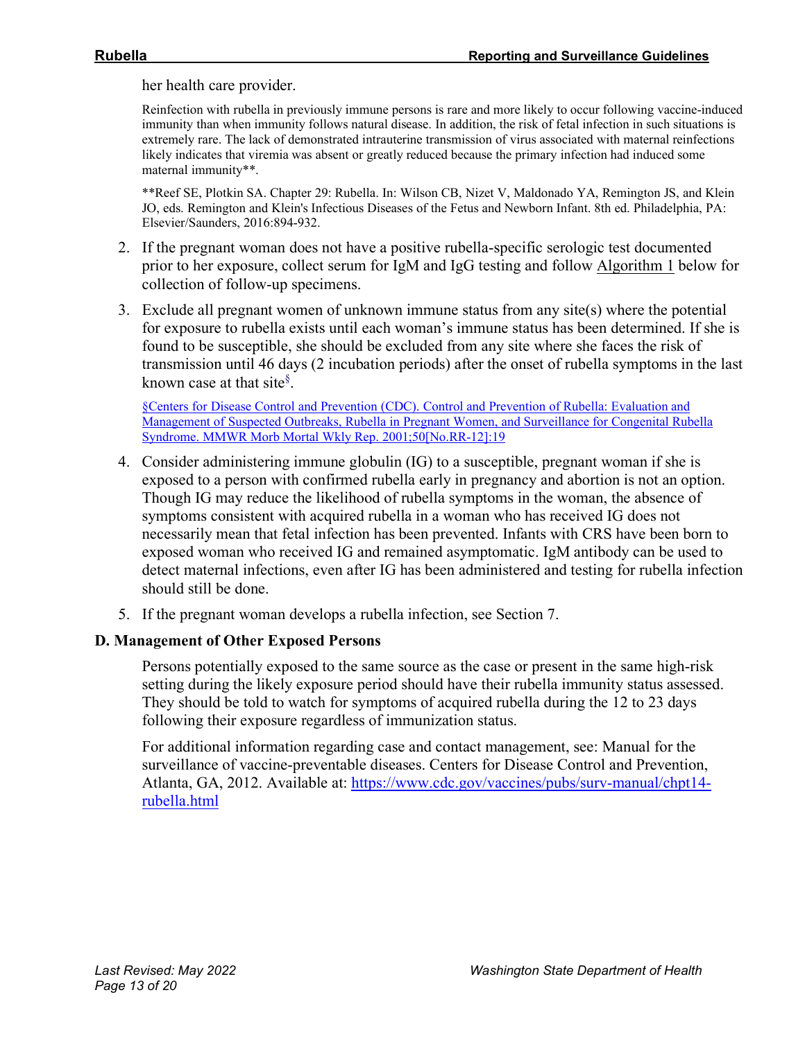her health care provider.

Reinfection with rubella in previously immune persons is rare and more likely to occur following vaccine-induced immunity than when immunity follows natural disease. In addition, the risk of fetal infection in such situations is extremely rare. The lack of demonstrated intrauterine transmission of virus associated with maternal reinfections likely indicates that viremia was absent or greatly reduced because the primary infection had induced some maternal immunity**.

**Reef SE, Plotkin SA. Chapter 29: Rubella. In: Wilson CB, Nizet V, Maldonado YA, Remington JS, and Klein JO, eds. Remington and Klein's Infectious Diseases of the Fetus and Newborn Infant. 8th ed. Philadelphia, PA: Elsevier/Saunders, 2016:894-932.

2. If the pregnant woman does not have a positive rubella-specific serologic test documented prior to her exposure, collect serum for IgM and IgG testing and follow Algorithm 1 below for collection of follow-up specimens.

3. Exclude all pregnant women of unknown immune status from any site(s) where the potential for exposure to rubella exists until each woman's immune status has been determined. If she is found to be susceptible, she should be excluded from any site where she faces the risk of transmission until 46 days (2 incubation periods) after the onset of rubella symptoms in the last known case at that site[§].

   §Centers for Disease Control and Prevention (CDC). Control and Prevention of Rubella: Evaluation and Management of Suspected Outbreaks, Rubella in Pregnant Women, and Surveillance for Congenital Rubella Syndrome. MMWR Morb Mortal Wkly Rep. 2001;50[No.RR-12]:19

4. Consider administering immune globulin (IG) to a susceptible, pregnant woman if she is exposed to a person with confirmed rubella early in pregnancy and abortion is not an option. Though IG may reduce the likelihood of rubella symptoms in the woman, the absence of symptoms consistent with acquired rubella in a woman who has received IG does not necessarily mean that fetal infection has been prevented. Infants with CRS have been born to exposed woman who received IG and remained asymptomatic. IgM antibody can be used to detect maternal infections, even after IG has been administered and testing for rubella infection should still be done.

5. If the pregnant woman develops a rubella infection, see Section 7.

### D. Management of Other Exposed Persons

Persons potentially exposed to the same source as the case or present in the same high-risk setting during the likely exposure period should have their rubella immunity status assessed. They should be told to watch for symptoms of acquired rubella during the 12 to 23 days following their exposure regardless of immunization status.

For additional information regarding case and contact management, see: Manual for the surveillance of vaccine-preventable diseases. Centers for Disease Control and Prevention, Atlanta, GA, 2012. Available at: https://www.cdc.gov/vaccines/pubs/surv-manual/chpt14-rubella.html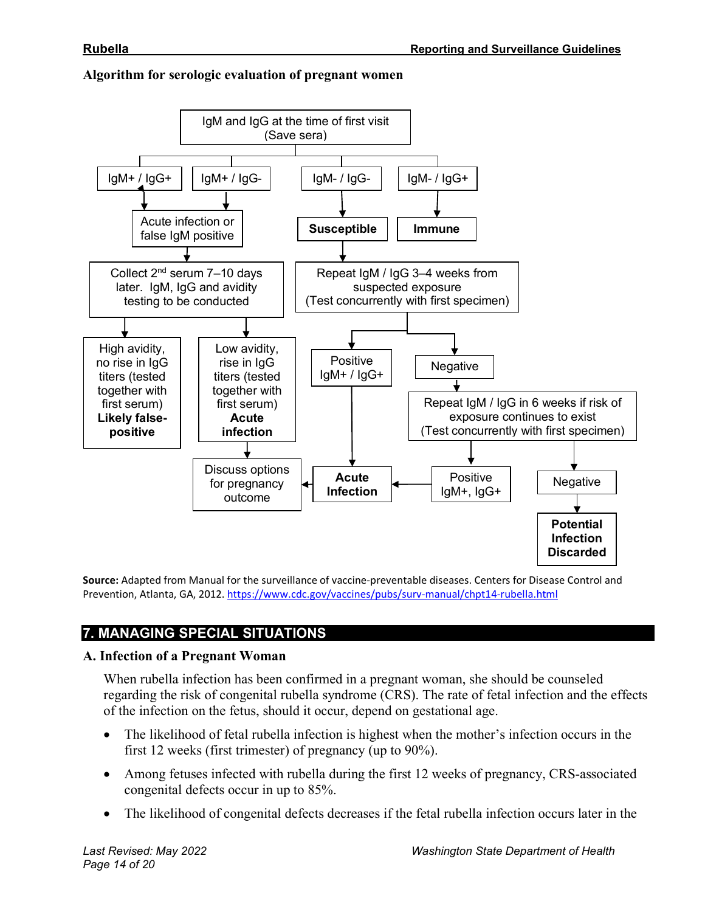**Algorithm for serologic evaluation of pregnant women**

IgM and IgG at the time of first visit (Save sera)

- IgM+ / IgG+ → Acute infection or false IgM positive
- IgM+ / IgG- → Acute infection or false IgM positive
  - Collect 2nd serum 7–10 days later. IgM, IgG and avidity testing to be conducted
    - High avidity, no rise in IgG titers (tested together with first serum) **Likely false-positive**
    - Low avidity, rise in IgG titers (tested together with first serum) **Acute infection** → Discuss options for pregnancy outcome
- IgM- / IgG- → **Susceptible**
  - Repeat IgM / IgG 3–4 weeks from suspected exposure (Test concurrently with first specimen)
    - Positive IgM+ / IgG+ → **Acute Infection** → Discuss options for pregnancy outcome
    - Negative → Repeat IgM / IgG in 6 weeks if risk of exposure continues to exist (Test concurrently with first specimen)
      - Positive IgM+, IgG+ → **Acute Infection**
      - Negative → **Potential Infection Discarded**
- IgM- / IgG+ → **Immune**

**Source:** Adapted from Manual for the surveillance of vaccine-preventable diseases. Centers for Disease Control and Prevention, Atlanta, GA, 2012. https://www.cdc.gov/vaccines/pubs/surv-manual/chpt14-rubella.html

## 7. MANAGING SPECIAL SITUATIONS

### A. Infection of a Pregnant Woman

When rubella infection has been confirmed in a pregnant woman, she should be counseled regarding the risk of congenital rubella syndrome (CRS). The rate of fetal infection and the effects of the infection on the fetus, should it occur, depend on gestational age.

- The likelihood of fetal rubella infection is highest when the mother's infection occurs in the first 12 weeks (first trimester) of pregnancy (up to 90%).
- Among fetuses infected with rubella during the first 12 weeks of pregnancy, CRS-associated congenital defects occur in up to 85%.
- The likelihood of congenital defects decreases if the fetal rubella infection occurs later in the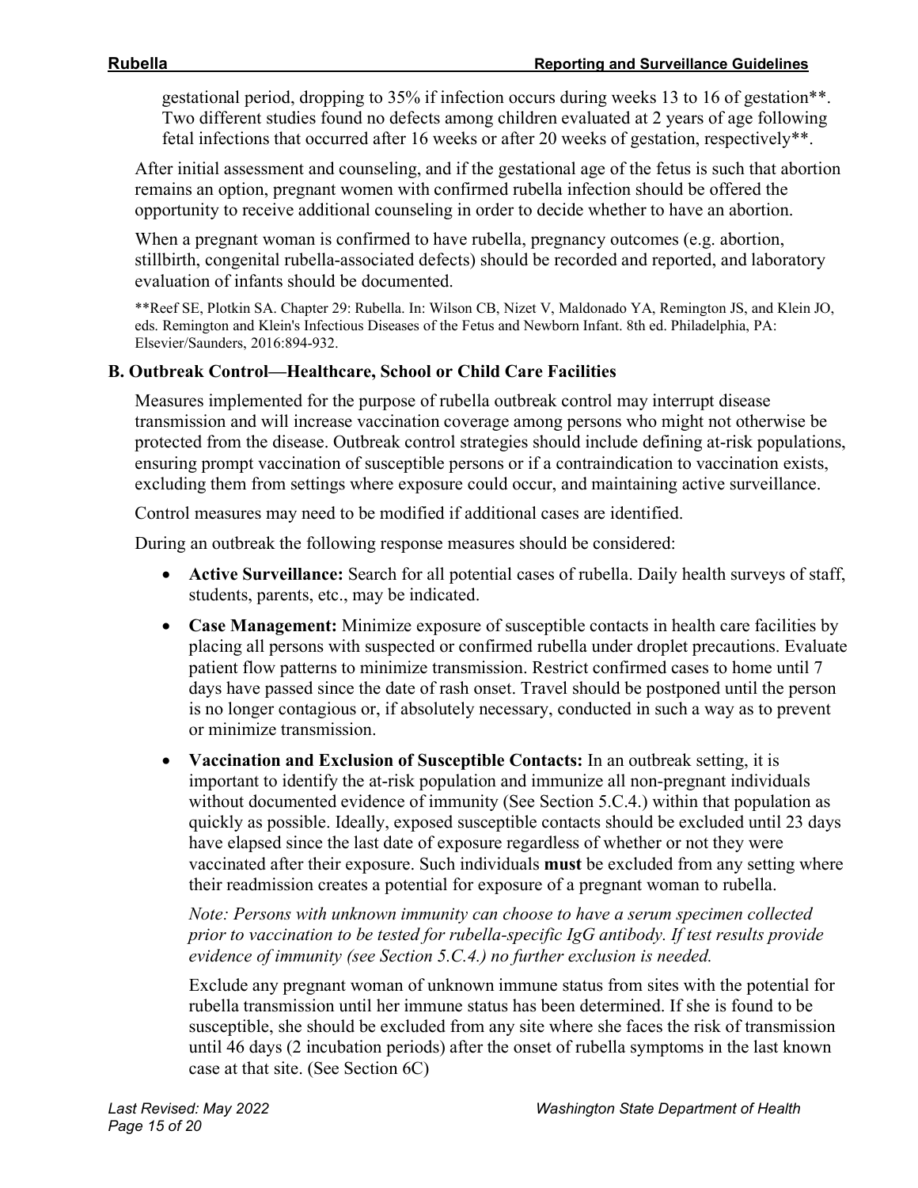gestational period, dropping to 35% if infection occurs during weeks 13 to 16 of gestation**. Two different studies found no defects among children evaluated at 2 years of age following fetal infections that occurred after 16 weeks or after 20 weeks of gestation, respectively**.

After initial assessment and counseling, and if the gestational age of the fetus is such that abortion remains an option, pregnant women with confirmed rubella infection should be offered the opportunity to receive additional counseling in order to decide whether to have an abortion.

When a pregnant woman is confirmed to have rubella, pregnancy outcomes (e.g. abortion, stillbirth, congenital rubella-associated defects) should be recorded and reported, and laboratory evaluation of infants should be documented.

**Reef SE, Plotkin SA. Chapter 29: Rubella. In: Wilson CB, Nizet V, Maldonado YA, Remington JS, and Klein JO, eds. Remington and Klein's Infectious Diseases of the Fetus and Newborn Infant. 8th ed. Philadelphia, PA: Elsevier/Saunders, 2016:894-932.

### B. Outbreak Control—Healthcare, School or Child Care Facilities

Measures implemented for the purpose of rubella outbreak control may interrupt disease transmission and will increase vaccination coverage among persons who might not otherwise be protected from the disease. Outbreak control strategies should include defining at-risk populations, ensuring prompt vaccination of susceptible persons or if a contraindication to vaccination exists, excluding them from settings where exposure could occur, and maintaining active surveillance.

Control measures may need to be modified if additional cases are identified.

During an outbreak the following response measures should be considered:

- **Active Surveillance:** Search for all potential cases of rubella. Daily health surveys of staff, students, parents, etc., may be indicated.
- **Case Management:** Minimize exposure of susceptible contacts in health care facilities by placing all persons with suspected or confirmed rubella under droplet precautions. Evaluate patient flow patterns to minimize transmission. Restrict confirmed cases to home until 7 days have passed since the date of rash onset. Travel should be postponed until the person is no longer contagious or, if absolutely necessary, conducted in such a way as to prevent or minimize transmission.
- **Vaccination and Exclusion of Susceptible Contacts:** In an outbreak setting, it is important to identify the at-risk population and immunize all non-pregnant individuals without documented evidence of immunity (See Section 5.C.4.) within that population as quickly as possible. Ideally, exposed susceptible contacts should be excluded until 23 days have elapsed since the last date of exposure regardless of whether or not they were vaccinated after their exposure. Such individuals **must** be excluded from any setting where their readmission creates a potential for exposure of a pregnant woman to rubella.

  *Note: Persons with unknown immunity can choose to have a serum specimen collected prior to vaccination to be tested for rubella-specific IgG antibody. If test results provide evidence of immunity (see Section 5.C.4.) no further exclusion is needed.*

  Exclude any pregnant woman of unknown immune status from sites with the potential for rubella transmission until her immune status has been determined. If she is found to be susceptible, she should be excluded from any site where she faces the risk of transmission until 46 days (2 incubation periods) after the onset of rubella symptoms in the last known case at that site. (See Section 6C)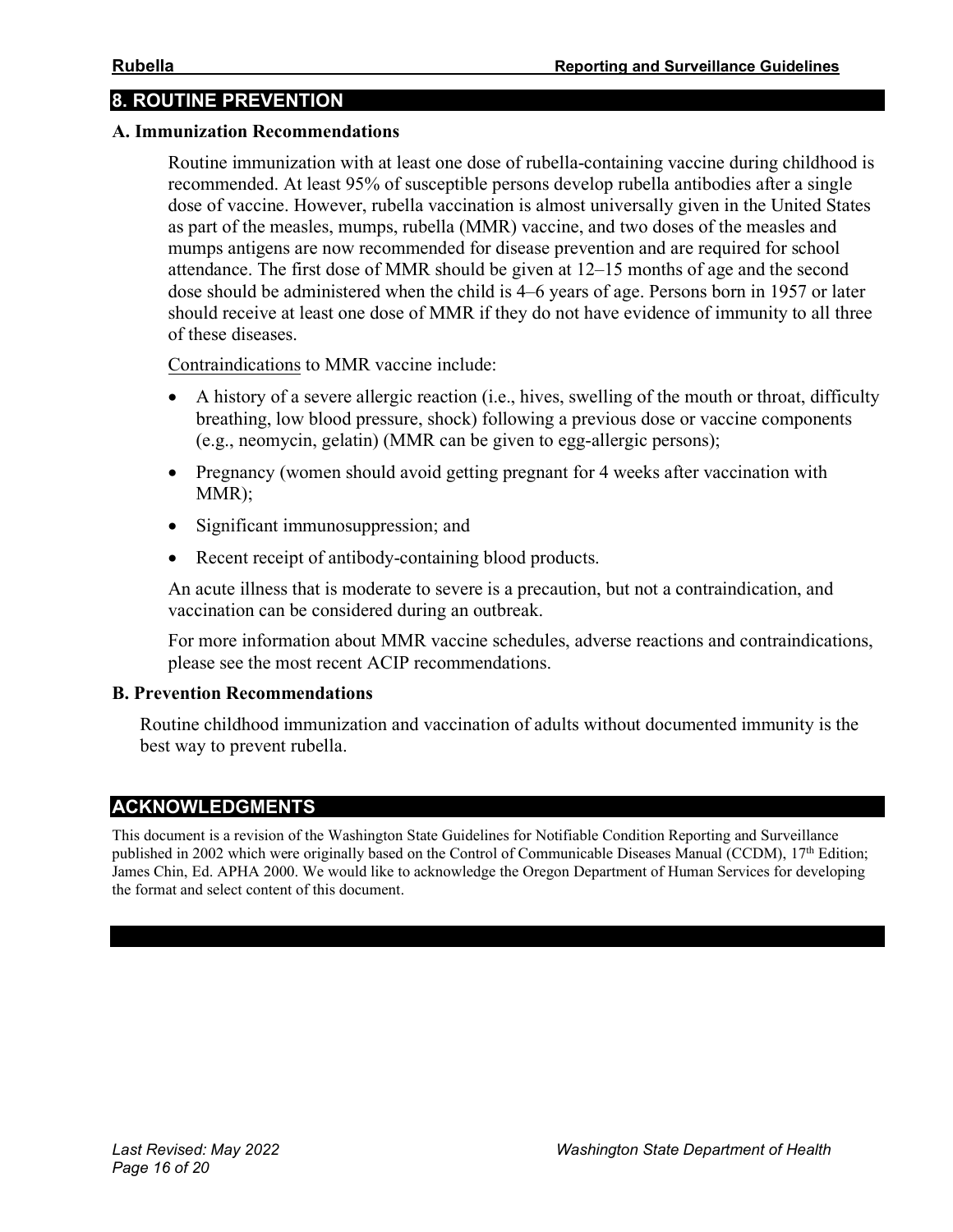## 8. ROUTINE PREVENTION

### A. Immunization Recommendations

Routine immunization with at least one dose of rubella-containing vaccine during childhood is recommended. At least 95% of susceptible persons develop rubella antibodies after a single dose of vaccine. However, rubella vaccination is almost universally given in the United States as part of the measles, mumps, rubella (MMR) vaccine, and two doses of the measles and mumps antigens are now recommended for disease prevention and are required for school attendance. The first dose of MMR should be given at 12–15 months of age and the second dose should be administered when the child is 4–6 years of age. Persons born in 1957 or later should receive at least one dose of MMR if they do not have evidence of immunity to all three of these diseases.

Contraindications to MMR vaccine include:

- A history of a severe allergic reaction (i.e., hives, swelling of the mouth or throat, difficulty breathing, low blood pressure, shock) following a previous dose or vaccine components (e.g., neomycin, gelatin) (MMR can be given to egg-allergic persons);
- Pregnancy (women should avoid getting pregnant for 4 weeks after vaccination with MMR);
- Significant immunosuppression; and
- Recent receipt of antibody-containing blood products.

An acute illness that is moderate to severe is a precaution, but not a contraindication, and vaccination can be considered during an outbreak.

For more information about MMR vaccine schedules, adverse reactions and contraindications, please see the most recent ACIP recommendations.

### B. Prevention Recommendations

Routine childhood immunization and vaccination of adults without documented immunity is the best way to prevent rubella.

## ACKNOWLEDGMENTS

This document is a revision of the Washington State Guidelines for Notifiable Condition Reporting and Surveillance published in 2002 which were originally based on the Control of Communicable Diseases Manual (CCDM), 17th Edition; James Chin, Ed. APHA 2000. We would like to acknowledge the Oregon Department of Human Services for developing the format and select content of this document.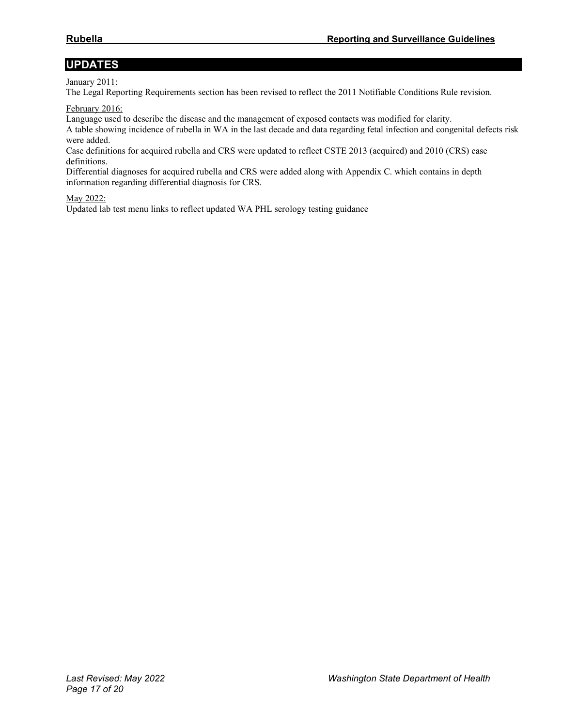## UPDATES

January 2011:
The Legal Reporting Requirements section has been revised to reflect the 2011 Notifiable Conditions Rule revision.

February 2016:
Language used to describe the disease and the management of exposed contacts was modified for clarity.
A table showing incidence of rubella in WA in the last decade and data regarding fetal infection and congenital defects risk were added.
Case definitions for acquired rubella and CRS were updated to reflect CSTE 2013 (acquired) and 2010 (CRS) case definitions.
Differential diagnoses for acquired rubella and CRS were added along with Appendix C. which contains in depth information regarding differential diagnosis for CRS.

May 2022:
Updated lab test menu links to reflect updated WA PHL serology testing guidance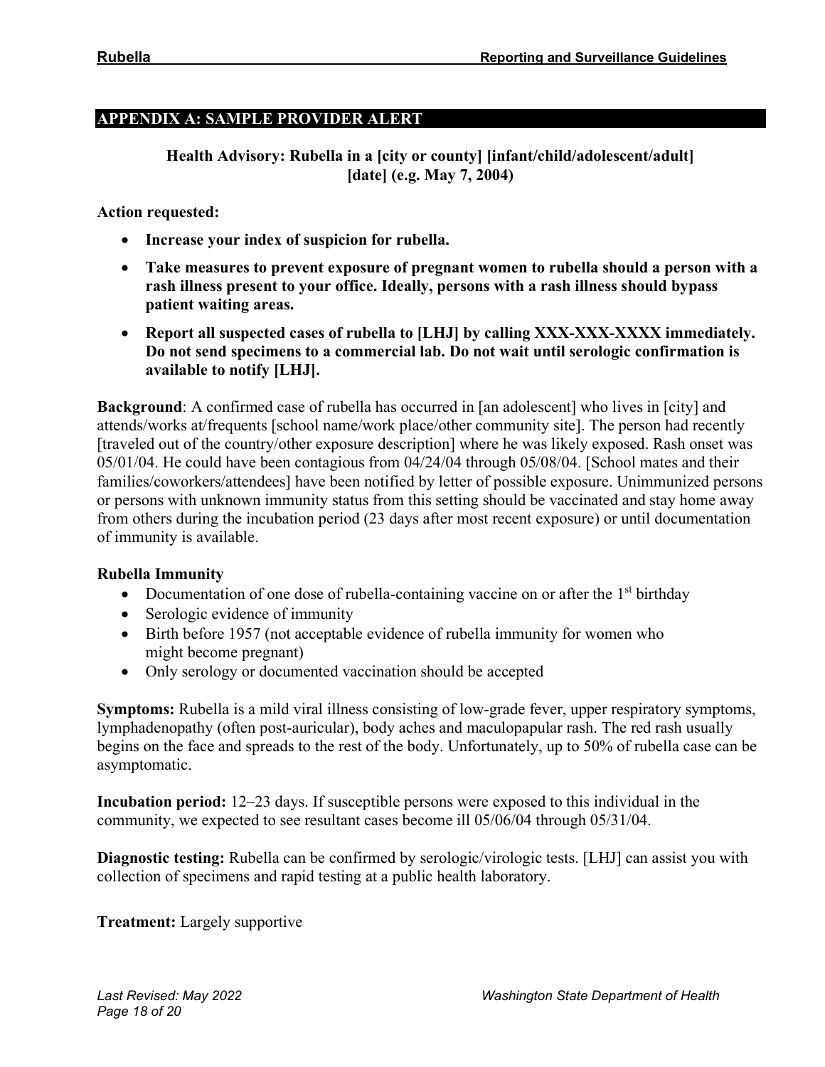## APPENDIX A: SAMPLE PROVIDER ALERT

**Health Advisory: Rubella in a [city or county] [infant/child/adolescent/adult] [date] (e.g. May 7, 2004)**

**Action requested:**

- **Increase your index of suspicion for rubella.**
- **Take measures to prevent exposure of pregnant women to rubella should a person with a rash illness present to your office. Ideally, persons with a rash illness should bypass patient waiting areas.**
- **Report all suspected cases of rubella to [LHJ] by calling XXX-XXX-XXXX immediately. Do not send specimens to a commercial lab. Do not wait until serologic confirmation is available to notify [LHJ].**

**Background**: A confirmed case of rubella has occurred in [an adolescent] who lives in [city] and attends/works at/frequents [school name/work place/other community site]. The person had recently [traveled out of the country/other exposure description] where he was likely exposed. Rash onset was 05/01/04. He could have been contagious from 04/24/04 through 05/08/04. [School mates and their families/coworkers/attendees] have been notified by letter of possible exposure. Unimmunized persons or persons with unknown immunity status from this setting should be vaccinated and stay home away from others during the incubation period (23 days after most recent exposure) or until documentation of immunity is available.

**Rubella Immunity**

- Documentation of one dose of rubella-containing vaccine on or after the 1st birthday
- Serologic evidence of immunity
- Birth before 1957 (not acceptable evidence of rubella immunity for women who might become pregnant)
- Only serology or documented vaccination should be accepted

**Symptoms:** Rubella is a mild viral illness consisting of low-grade fever, upper respiratory symptoms, lymphadenopathy (often post-auricular), body aches and maculopapular rash. The red rash usually begins on the face and spreads to the rest of the body. Unfortunately, up to 50% of rubella case can be asymptomatic.

**Incubation period:** 12–23 days. If susceptible persons were exposed to this individual in the community, we expected to see resultant cases become ill 05/06/04 through 05/31/04.

**Diagnostic testing:** Rubella can be confirmed by serologic/virologic tests. [LHJ] can assist you with collection of specimens and rapid testing at a public health laboratory.

**Treatment:** Largely supportive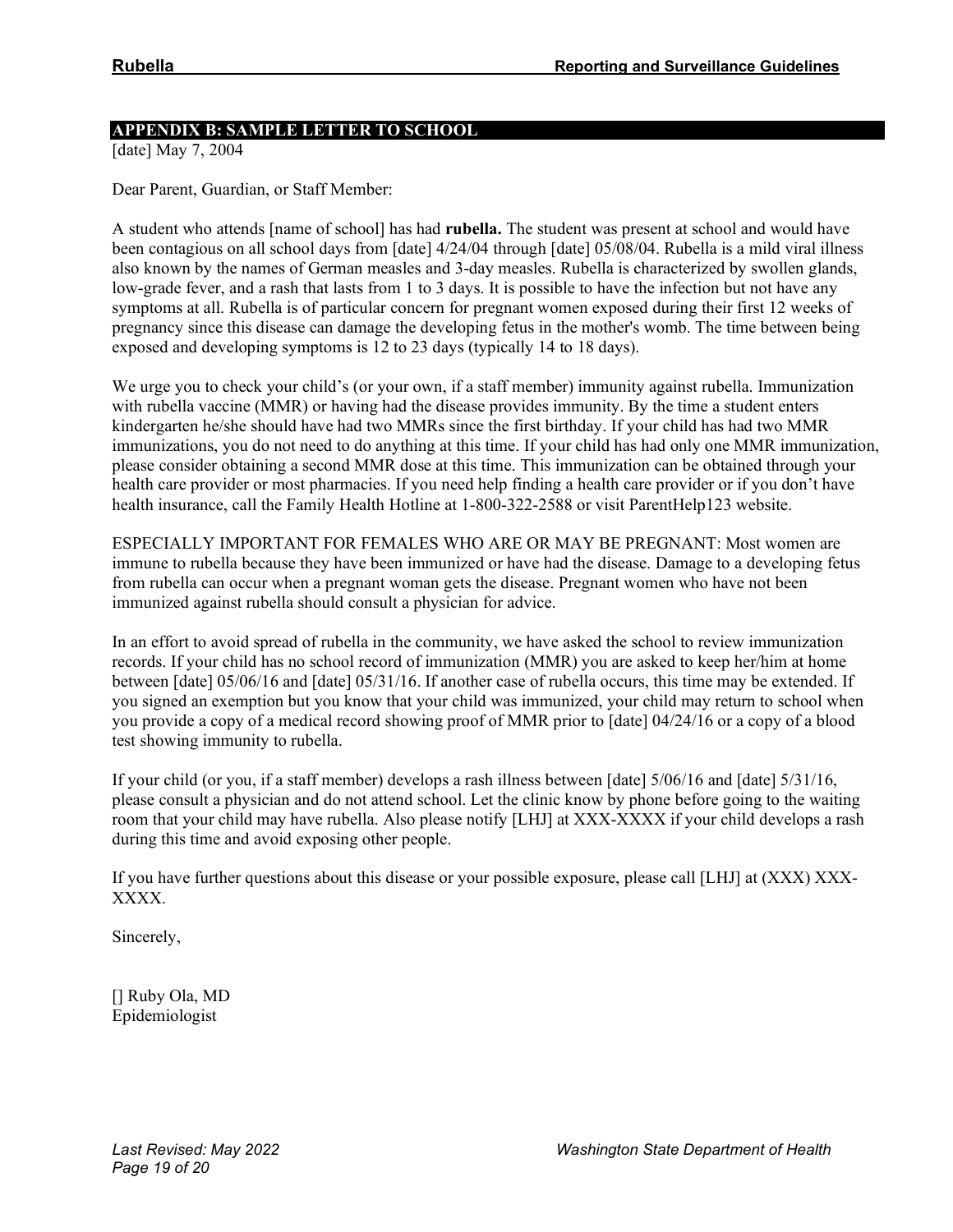## APPENDIX B: SAMPLE LETTER TO SCHOOL

[date] May 7, 2004

Dear Parent, Guardian, or Staff Member:

A student who attends [name of school] has had **rubella.** The student was present at school and would have been contagious on all school days from [date] 4/24/04 through [date] 05/08/04. Rubella is a mild viral illness also known by the names of German measles and 3-day measles. Rubella is characterized by swollen glands, low-grade fever, and a rash that lasts from 1 to 3 days. It is possible to have the infection but not have any symptoms at all. Rubella is of particular concern for pregnant women exposed during their first 12 weeks of pregnancy since this disease can damage the developing fetus in the mother's womb. The time between being exposed and developing symptoms is 12 to 23 days (typically 14 to 18 days).

We urge you to check your child's (or your own, if a staff member) immunity against rubella. Immunization with rubella vaccine (MMR) or having had the disease provides immunity. By the time a student enters kindergarten he/she should have had two MMRs since the first birthday. If your child has had two MMR immunizations, you do not need to do anything at this time. If your child has had only one MMR immunization, please consider obtaining a second MMR dose at this time. This immunization can be obtained through your health care provider or most pharmacies. If you need help finding a health care provider or if you don't have health insurance, call the Family Health Hotline at 1-800-322-2588 or visit ParentHelp123 website.

ESPECIALLY IMPORTANT FOR FEMALES WHO ARE OR MAY BE PREGNANT: Most women are immune to rubella because they have been immunized or have had the disease. Damage to a developing fetus from rubella can occur when a pregnant woman gets the disease. Pregnant women who have not been immunized against rubella should consult a physician for advice.

In an effort to avoid spread of rubella in the community, we have asked the school to review immunization records. If your child has no school record of immunization (MMR) you are asked to keep her/him at home between [date] 05/06/16 and [date] 05/31/16. If another case of rubella occurs, this time may be extended. If you signed an exemption but you know that your child was immunized, your child may return to school when you provide a copy of a medical record showing proof of MMR prior to [date] 04/24/16 or a copy of a blood test showing immunity to rubella.

If your child (or you, if a staff member) develops a rash illness between [date] 5/06/16 and [date] 5/31/16, please consult a physician and do not attend school. Let the clinic know by phone before going to the waiting room that your child may have rubella. Also please notify [LHJ] at XXX-XXXX if your child develops a rash during this time and avoid exposing other people.

If you have further questions about this disease or your possible exposure, please call [LHJ] at (XXX) XXX-XXXX.

Sincerely,

[] Ruby Ola, MD
Epidemiologist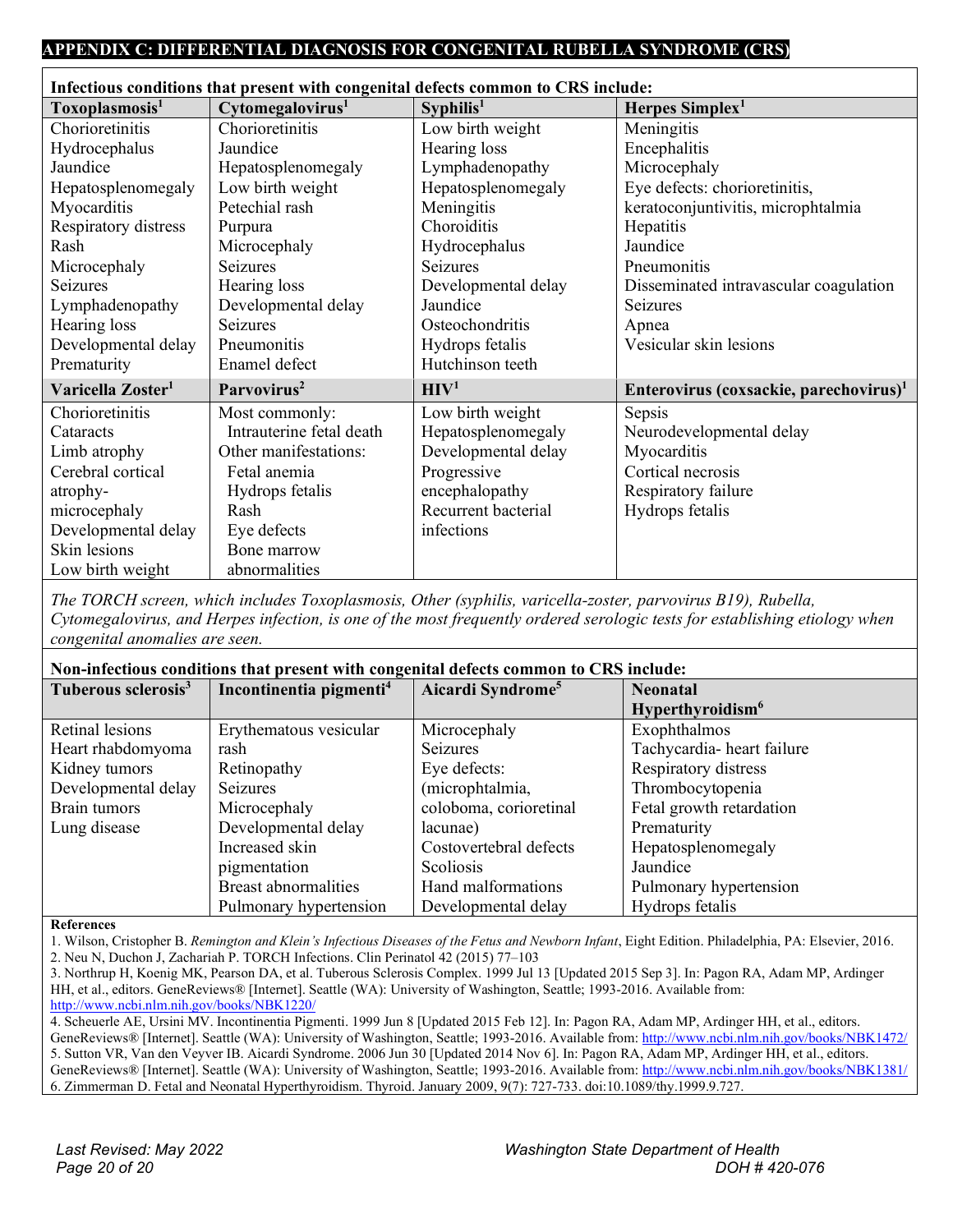## APPENDIX C: DIFFERENTIAL DIAGNOSIS FOR CONGENITAL RUBELLA SYNDROME (CRS)

**Infectious conditions that present with congenital defects common to CRS include:**

| Toxoplasmosis[1] | Cytomegalovirus[1] | Syphilis[1] | Herpes Simplex[1] |
|---|---|---|---|
| Chorioretinitis | Chorioretinitis | Low birth weight | Meningitis |
| Hydrocephalus | Jaundice | Hearing loss | Encephalitis |
| Jaundice | Hepatosplenomegaly | Lymphadenopathy | Microcephaly |
| Hepatosplenomegaly | Low birth weight | Hepatosplenomegaly | Eye defects: chorioretinitis, keratoconjuntivitis, microphtalmia |
| Myocarditis | Petechial rash | Meningitis | Hepatitis |
| Respiratory distress | Purpura | Choroiditis | Jaundice |
| Rash | Microcephaly | Hydrocephalus | Pneumonitis |
| Microcephaly | Seizures | Seizures | Disseminated intravascular coagulation |
| Seizures | Hearing loss | Developmental delay | Seizures |
| Lymphadenopathy | Developmental delay | Jaundice | Apnea |
| Hearing loss | Seizures | Osteochondritis | Vesicular skin lesions |
| Developmental delay | Pneumonitis | Hydrops fetalis | |
| Prematurity | Enamel defect | Hutchinson teeth | |

| Varicella Zoster[1] | Parvovirus[2] | HIV[1] | Enterovirus (coxsackie, parechovirus)[1] |
|---|---|---|---|
| Chorioretinitis | Most commonly: | Low birth weight | Sepsis |
| Cataracts | Intrauterine fetal death | Hepatosplenomegaly | Neurodevelopmental delay |
| Limb atrophy | Other manifestations: | Developmental delay | Myocarditis |
| Cerebral cortical atrophy-microcephaly | Fetal anemia | Progressive encephalopathy | Cortical necrosis |
| Developmental delay | Hydrops fetalis | Recurrent bacterial infections | Respiratory failure |
| Skin lesions | Rash | | Hydrops fetalis |
| Low birth weight | Eye defects | | |
| | Bone marrow abnormalities | | |

*The TORCH screen, which includes Toxoplasmosis, Other (syphilis, varicella-zoster, parvovirus B19), Rubella, Cytomegalovirus, and Herpes infection, is one of the most frequently ordered serologic tests for establishing etiology when congenital anomalies are seen.*

**Non-infectious conditions that present with congenital defects common to CRS include:**

| Tuberous sclerosis[3] | Incontinentia pigmenti[4] | Aicardi Syndrome[5] | Neonatal Hyperthyroidism[6] |
|---|---|---|---|
| Retinal lesions | Erythematous vesicular rash | Microcephaly | Exophthalmos |
| Heart rhabdomyoma | Retinopathy | Seizures | Tachycardia- heart failure |
| Kidney tumors | Seizures | Eye defects: (microphtalmia, coloboma, corioretinal lacunae) | Respiratory distress |
| Developmental delay | Microcephaly | Costovertebral defects | Thrombocytopenia |
| Brain tumors | Developmental delay | Scoliosis | Fetal growth retardation |
| Lung disease | Increased skin pigmentation | Hand malformations | Prematurity |
| | Breast abnormalities | Developmental delay | Hepatosplenomegaly |
| | Pulmonary hypertension | | Jaundice |
| | | | Pulmonary hypertension |
| | | | Hydrops fetalis |

**References**

1. Wilson, Cristopher B. *Remington and Klein's Infectious Diseases of the Fetus and Newborn Infant*, Eight Edition. Philadelphia, PA: Elsevier, 2016.
2. Neu N, Duchon J, Zachariah P. TORCH Infections. Clin Perinatol 42 (2015) 77–103
3. Northrup H, Koenig MK, Pearson DA, et al. Tuberous Sclerosis Complex. 1999 Jul 13 [Updated 2015 Sep 3]. In: Pagon RA, Adam MP, Ardinger HH, et al., editors. GeneReviews® [Internet]. Seattle (WA): University of Washington, Seattle; 1993-2016. Available from: http://www.ncbi.nlm.nih.gov/books/NBK1220/
4. Scheuerle AE, Ursini MV. Incontinentia Pigmenti. 1999 Jun 8 [Updated 2015 Feb 12]. In: Pagon RA, Adam MP, Ardinger HH, et al., editors. GeneReviews® [Internet]. Seattle (WA): University of Washington, Seattle; 1993-2016. Available from: http://www.ncbi.nlm.nih.gov/books/NBK1472/
5. Sutton VR, Van den Veyver IB. Aicardi Syndrome. 2006 Jun 30 [Updated 2014 Nov 6]. In: Pagon RA, Adam MP, Ardinger HH, et al., editors. GeneReviews® [Internet]. Seattle (WA): University of Washington, Seattle; 1993-2016. Available from: http://www.ncbi.nlm.nih.gov/books/NBK1381/
6. Zimmerman D. Fetal and Neonatal Hyperthyroidism. Thyroid. January 2009, 9(7): 727-733. doi:10.1089/thy.1999.9.727.